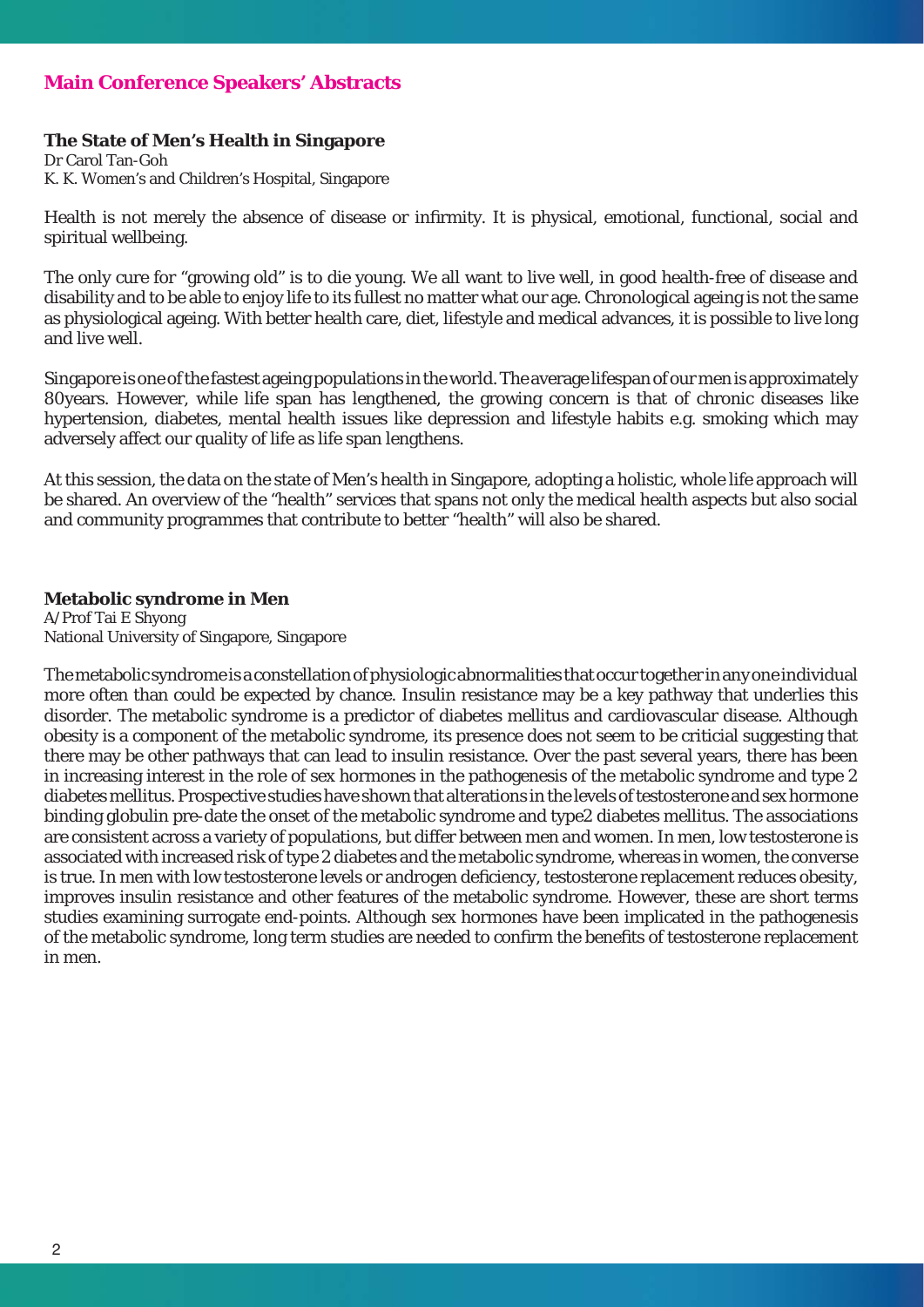## Main Conference Speakers' Abstracts

### The State of Men's Health in Singapore

Dr Carol Tan-Goh
K. K. Women's and Children's Hospital, Singapore

Health is not merely the absence of disease or infirmity. It is physical, emotional, functional, social and spiritual wellbeing.

The only cure for "growing old" is to die young. We all want to live well, in good health-free of disease and disability and to be able to enjoy life to its fullest no matter what our age. Chronological ageing is not the same as physiological ageing. With better health care, diet, lifestyle and medical advances, it is possible to live long and live well.

Singapore is one of the fastest ageing populations in the world. The average lifespan of our men is approximately 80years. However, while life span has lengthened, the growing concern is that of chronic diseases like hypertension, diabetes, mental health issues like depression and lifestyle habits e.g. smoking which may adversely affect our quality of life as life span lengthens.

At this session, the data on the state of Men's health in Singapore, adopting a holistic, whole life approach will be shared. An overview of the "health" services that spans not only the medical health aspects but also social and community programmes that contribute to better "health" will also be shared.

### Metabolic syndrome in Men

A/Prof Tai E Shyong
National University of Singapore, Singapore

The metabolic syndrome is a constellation of physiologic abnormalities that occur together in any one individual more often than could be expected by chance. Insulin resistance may be a key pathway that underlies this disorder. The metabolic syndrome is a predictor of diabetes mellitus and cardiovascular disease. Although obesity is a component of the metabolic syndrome, its presence does not seem to be criticial suggesting that there may be other pathways that can lead to insulin resistance. Over the past several years, there has been in increasing interest in the role of sex hormones in the pathogenesis of the metabolic syndrome and type 2 diabetes mellitus. Prospective studies have shown that alterations in the levels of testosterone and sex hormone binding globulin pre-date the onset of the metabolic syndrome and type2 diabetes mellitus. The associations are consistent across a variety of populations, but differ between men and women. In men, low testosterone is associated with increased risk of type 2 diabetes and the metabolic syndrome, whereas in women, the converse is true. In men with low testosterone levels or androgen deficiency, testosterone replacement reduces obesity, improves insulin resistance and other features of the metabolic syndrome. However, these are short terms studies examining surrogate end-points. Although sex hormones have been implicated in the pathogenesis of the metabolic syndrome, long term studies are needed to confirm the benefits of testosterone replacement in men.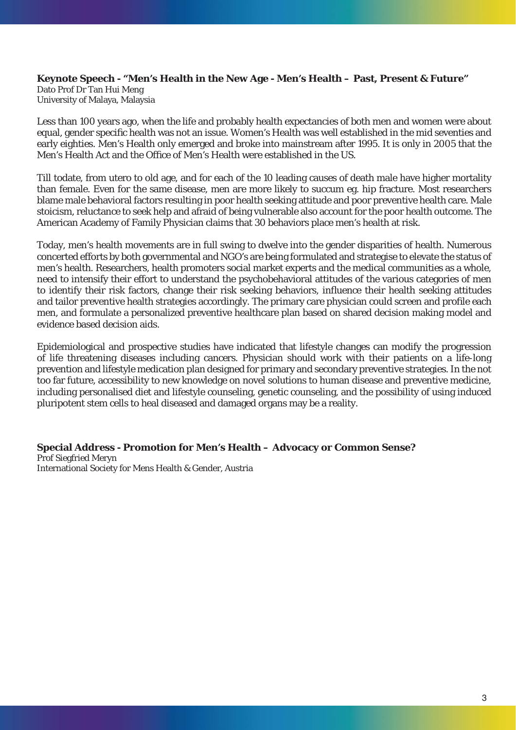### Keynote Speech - "Men's Health in the New Age - Men's Health – Past, Present & Future"

Dato Prof Dr Tan Hui Meng
University of Malaya, Malaysia

Less than 100 years ago, when the life and probably health expectancies of both men and women were about equal, gender specific health was not an issue. Women's Health was well established in the mid seventies and early eighties. Men's Health only emerged and broke into mainstream after 1995. It is only in 2005 that the Men's Health Act and the Office of Men's Health were established in the US.

Till todate, from utero to old age, and for each of the 10 leading causes of death male have higher mortality than female. Even for the same disease, men are more likely to succum eg. hip fracture. Most researchers blame male behavioral factors resulting in poor health seeking attitude and poor preventive health care. Male stoicism, reluctance to seek help and afraid of being vulnerable also account for the poor health outcome. The American Academy of Family Physician claims that 30 behaviors place men's health at risk.

Today, men's health movements are in full swing to dwelve into the gender disparities of health. Numerous concerted efforts by both governmental and NGO's are being formulated and strategise to elevate the status of men's health. Researchers, health promoters social market experts and the medical communities as a whole, need to intensify their effort to understand the psychobehavioral attitudes of the various categories of men to identify their risk factors, change their risk seeking behaviors, influence their health seeking attitudes and tailor preventive health strategies accordingly. The primary care physician could screen and profile each men, and formulate a personalized preventive healthcare plan based on shared decision making model and evidence based decision aids.

Epidemiological and prospective studies have indicated that lifestyle changes can modify the progression of life threatening diseases including cancers. Physician should work with their patients on a life-long prevention and lifestyle medication plan designed for primary and secondary preventive strategies. In the not too far future, accessibility to new knowledge on novel solutions to human disease and preventive medicine, including personalised diet and lifestyle counseling, genetic counseling, and the possibility of using induced pluripotent stem cells to heal diseased and damaged organs may be a reality.

### Special Address - Promotion for Men's Health – Advocacy or Common Sense?

Prof Siegfried Meryn
International Society for Mens Health & Gender, Austria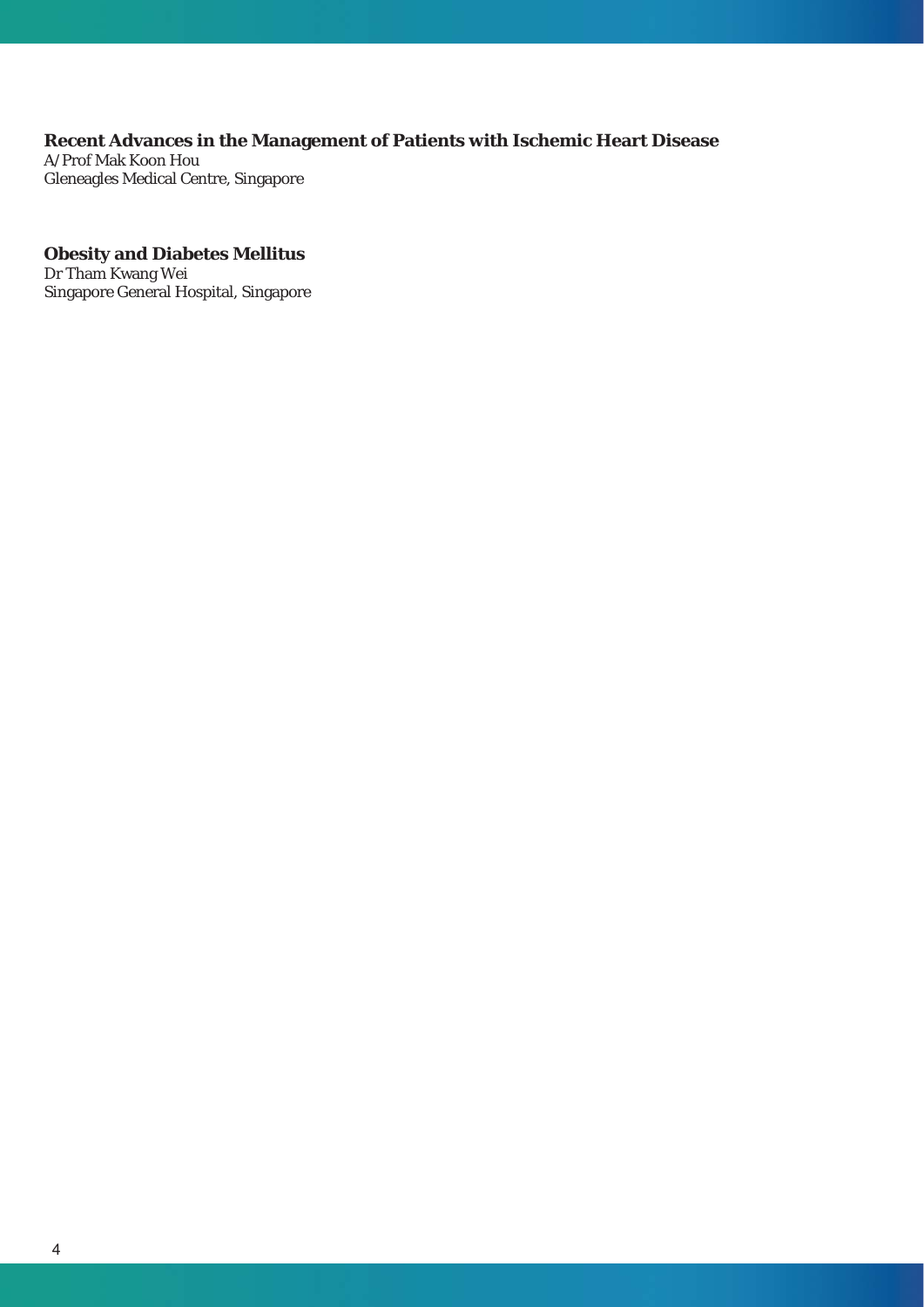**Recent Advances in the Management of Patients with Ischemic Heart Disease**
A/Prof Mak Koon Hou
Gleneagles Medical Centre, Singapore

**Obesity and Diabetes Mellitus**
Dr Tham Kwang Wei
Singapore General Hospital, Singapore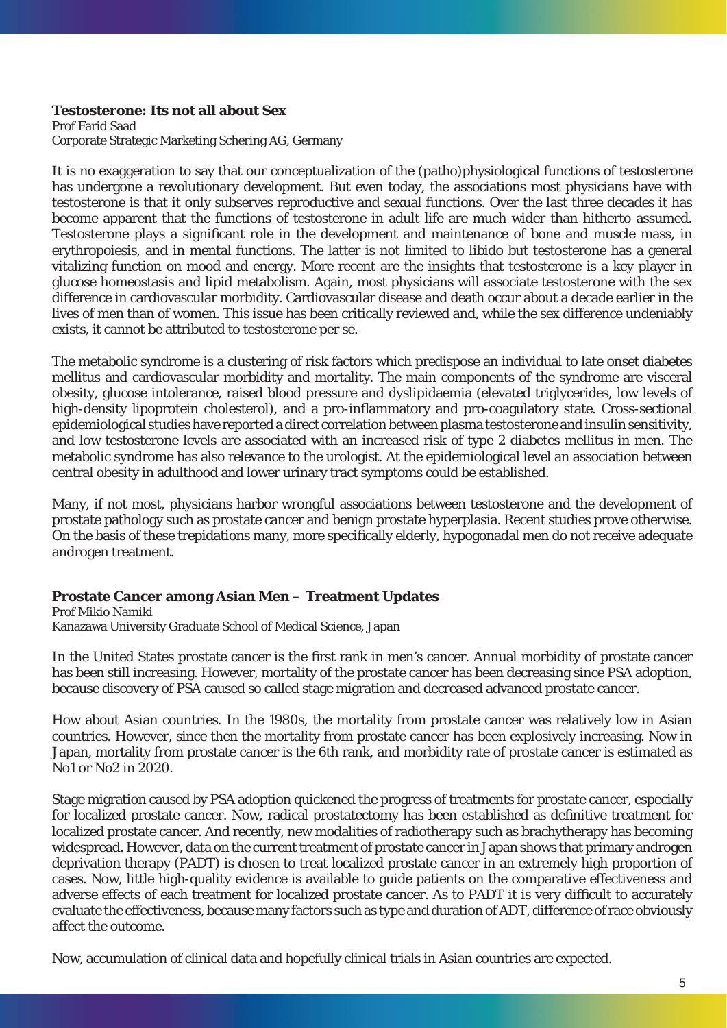## Testosterone: Its not all about Sex

Prof Farid Saad
Corporate Strategic Marketing Schering AG, Germany

It is no exaggeration to say that our conceptualization of the (patho)physiological functions of testosterone has undergone a revolutionary development. But even today, the associations most physicians have with testosterone is that it only subserves reproductive and sexual functions. Over the last three decades it has become apparent that the functions of testosterone in adult life are much wider than hitherto assumed. Testosterone plays a significant role in the development and maintenance of bone and muscle mass, in erythropoiesis, and in mental functions. The latter is not limited to libido but testosterone has a general vitalizing function on mood and energy. More recent are the insights that testosterone is a key player in glucose homeostasis and lipid metabolism. Again, most physicians will associate testosterone with the sex difference in cardiovascular morbidity. Cardiovascular disease and death occur about a decade earlier in the lives of men than of women. This issue has been critically reviewed and, while the sex difference undeniably exists, it cannot be attributed to testosterone per se.

The metabolic syndrome is a clustering of risk factors which predispose an individual to late onset diabetes mellitus and cardiovascular morbidity and mortality. The main components of the syndrome are visceral obesity, glucose intolerance, raised blood pressure and dyslipidaemia (elevated triglycerides, low levels of high-density lipoprotein cholesterol), and a pro-inflammatory and pro-coagulatory state. Cross-sectional epidemiological studies have reported a direct correlation between plasma testosterone and insulin sensitivity, and low testosterone levels are associated with an increased risk of type 2 diabetes mellitus in men. The metabolic syndrome has also relevance to the urologist. At the epidemiological level an association between central obesity in adulthood and lower urinary tract symptoms could be established.

Many, if not most, physicians harbor wrongful associations between testosterone and the development of prostate pathology such as prostate cancer and benign prostate hyperplasia. Recent studies prove otherwise. On the basis of these trepidations many, more specifically elderly, hypogonadal men do not receive adequate androgen treatment.

## Prostate Cancer among Asian Men – Treatment Updates

Prof Mikio Namiki
Kanazawa University Graduate School of Medical Science, Japan

In the United States prostate cancer is the first rank in men's cancer. Annual morbidity of prostate cancer has been still increasing. However, mortality of the prostate cancer has been decreasing since PSA adoption, because discovery of PSA caused so called stage migration and decreased advanced prostate cancer.

How about Asian countries. In the 1980s, the mortality from prostate cancer was relatively low in Asian countries. However, since then the mortality from prostate cancer has been explosively increasing. Now in Japan, mortality from prostate cancer is the 6th rank, and morbidity rate of prostate cancer is estimated as No1 or No2 in 2020.

Stage migration caused by PSA adoption quickened the progress of treatments for prostate cancer, especially for localized prostate cancer. Now, radical prostatectomy has been established as definitive treatment for localized prostate cancer. And recently, new modalities of radiotherapy such as brachytherapy has becoming widespread. However, data on the current treatment of prostate cancer in Japan shows that primary androgen deprivation therapy (PADT) is chosen to treat localized prostate cancer in an extremely high proportion of cases. Now, little high-quality evidence is available to guide patients on the comparative effectiveness and adverse effects of each treatment for localized prostate cancer. As to PADT it is very difficult to accurately evaluate the effectiveness, because many factors such as type and duration of ADT, difference of race obviously affect the outcome.

Now, accumulation of clinical data and hopefully clinical trials in Asian countries are expected.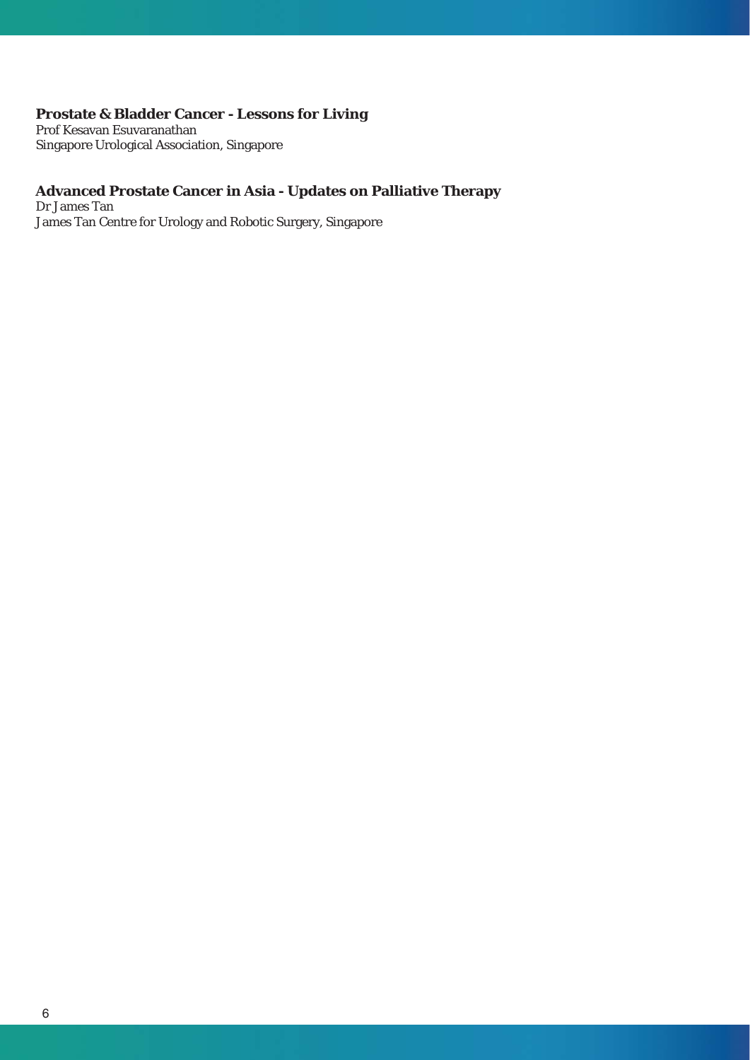**Prostate & Bladder Cancer - Lessons for Living**
Prof Kesavan Esuvaranathan
Singapore Urological Association, Singapore

**Advanced Prostate Cancer in Asia - Updates on Palliative Therapy**
Dr James Tan
James Tan Centre for Urology and Robotic Surgery, Singapore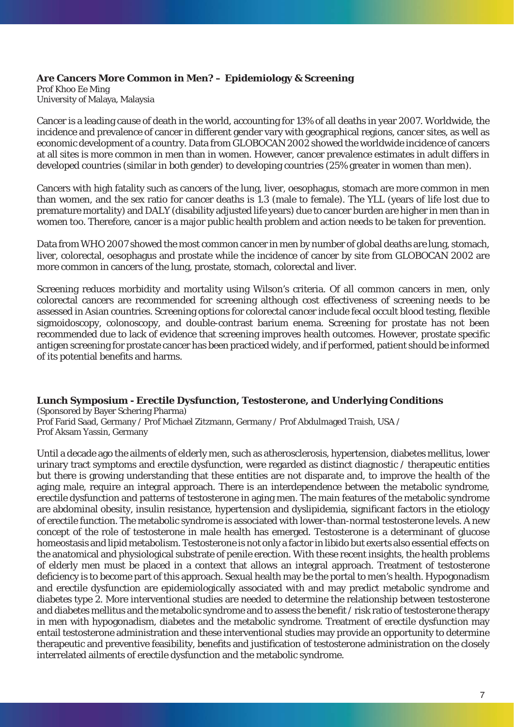## Are Cancers More Common in Men? – Epidemiology & Screening

Prof Khoo Ee Ming
University of Malaya, Malaysia

Cancer is a leading cause of death in the world, accounting for 13% of all deaths in year 2007. Worldwide, the incidence and prevalence of cancer in different gender vary with geographical regions, cancer sites, as well as economic development of a country. Data from GLOBOCAN 2002 showed the worldwide incidence of cancers at all sites is more common in men than in women. However, cancer prevalence estimates in adult differs in developed countries (similar in both gender) to developing countries (25% greater in women than men).

Cancers with high fatality such as cancers of the lung, liver, oesophagus, stomach are more common in men than women, and the sex ratio for cancer deaths is 1.3 (male to female). The YLL (years of life lost due to premature mortality) and DALY (disability adjusted life years) due to cancer burden are higher in men than in women too. Therefore, cancer is a major public health problem and action needs to be taken for prevention.

Data from WHO 2007 showed the most common cancer in men by number of global deaths are lung, stomach, liver, colorectal, oesophagus and prostate while the incidence of cancer by site from GLOBOCAN 2002 are more common in cancers of the lung, prostate, stomach, colorectal and liver.

Screening reduces morbidity and mortality using Wilson's criteria. Of all common cancers in men, only colorectal cancers are recommended for screening although cost effectiveness of screening needs to be assessed in Asian countries. Screening options for colorectal cancer include fecal occult blood testing, flexible sigmoidoscopy, colonoscopy, and double-contrast barium enema. Screening for prostate has not been recommended due to lack of evidence that screening improves health outcomes. However, prostate specific antigen screening for prostate cancer has been practiced widely, and if performed, patient should be informed of its potential benefits and harms.

## Lunch Symposium - Erectile Dysfunction, Testosterone, and Underlying Conditions

(Sponsored by Bayer Schering Pharma)
Prof Farid Saad, Germany / Prof Michael Zitzmann, Germany / Prof Abdulmaged Traish, USA / Prof Aksam Yassin, Germany

Until a decade ago the ailments of elderly men, such as atherosclerosis, hypertension, diabetes mellitus, lower urinary tract symptoms and erectile dysfunction, were regarded as distinct diagnostic / therapeutic entities but there is growing understanding that these entities are not disparate and, to improve the health of the aging male, require an integral approach. There is an interdependence between the metabolic syndrome, erectile dysfunction and patterns of testosterone in aging men. The main features of the metabolic syndrome are abdominal obesity, insulin resistance, hypertension and dyslipidemia, significant factors in the etiology of erectile function. The metabolic syndrome is associated with lower-than-normal testosterone levels. A new concept of the role of testosterone in male health has emerged. Testosterone is a determinant of glucose homeostasis and lipid metabolism. Testosterone is not only a factor in libido but exerts also essential effects on the anatomical and physiological substrate of penile erection. With these recent insights, the health problems of elderly men must be placed in a context that allows an integral approach. Treatment of testosterone deficiency is to become part of this approach. Sexual health may be the portal to men's health. Hypogonadism and erectile dysfunction are epidemiologically associated with and may predict metabolic syndrome and diabetes type 2. More interventional studies are needed to determine the relationship between testosterone and diabetes mellitus and the metabolic syndrome and to assess the benefit / risk ratio of testosterone therapy in men with hypogonadism, diabetes and the metabolic syndrome. Treatment of erectile dysfunction may entail testosterone administration and these interventional studies may provide an opportunity to determine therapeutic and preventive feasibility, benefits and justification of testosterone administration on the closely interrelated ailments of erectile dysfunction and the metabolic syndrome.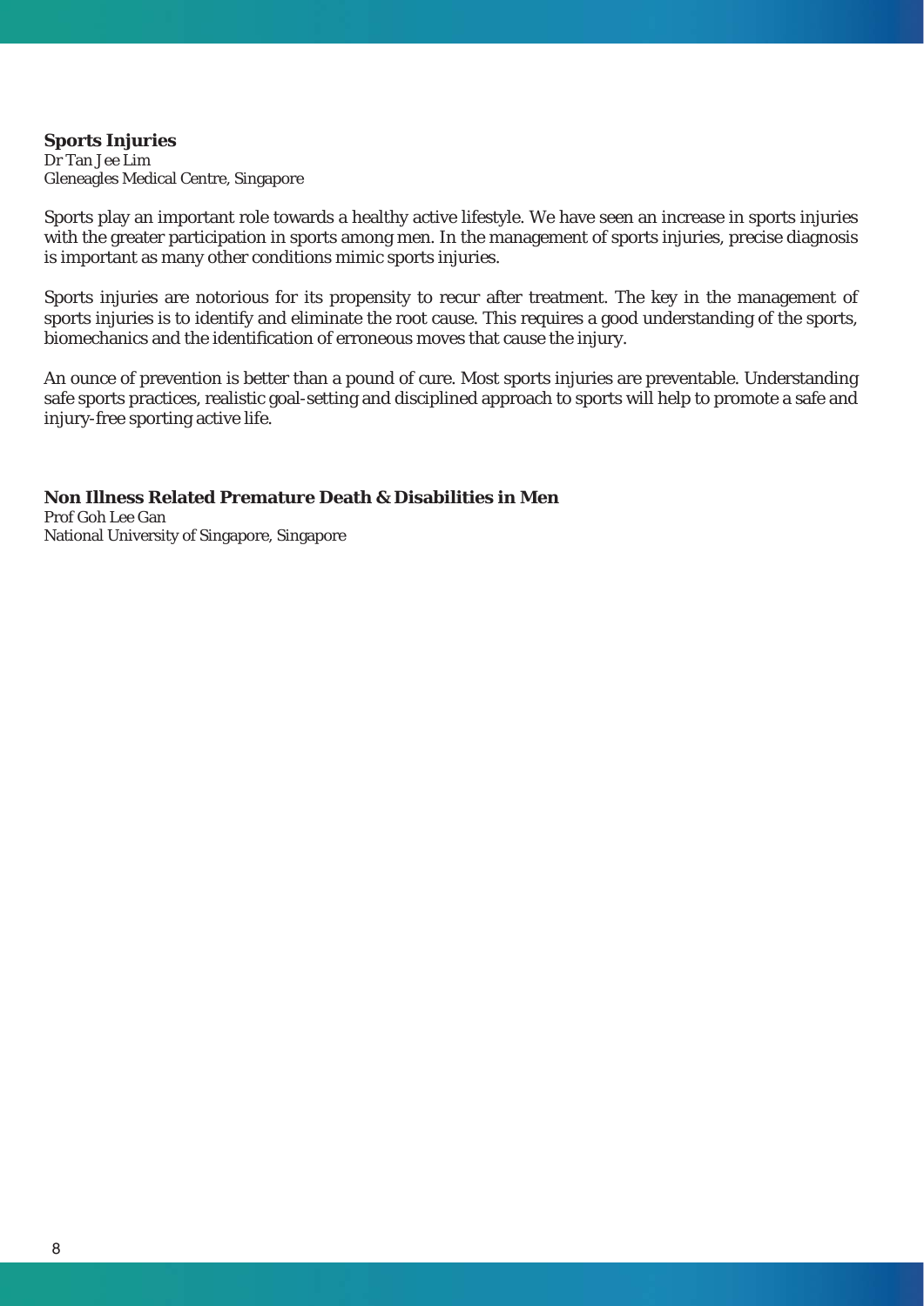## Sports Injuries

*Dr Tan Jee Lim*
Gleneagles Medical Centre, Singapore

Sports play an important role towards a healthy active lifestyle. We have seen an increase in sports injuries with the greater participation in sports among men. In the management of sports injuries, precise diagnosis is important as many other conditions mimic sports injuries.

Sports injuries are notorious for its propensity to recur after treatment. The key in the management of sports injuries is to identify and eliminate the root cause. This requires a good understanding of the sports, biomechanics and the identification of erroneous moves that cause the injury.

An ounce of prevention is better than a pound of cure. Most sports injuries are preventable. Understanding safe sports practices, realistic goal-setting and disciplined approach to sports will help to promote a safe and injury-free sporting active life.

## Non Illness Related Premature Death & Disabilities in Men

Prof Goh Lee Gan
National University of Singapore, Singapore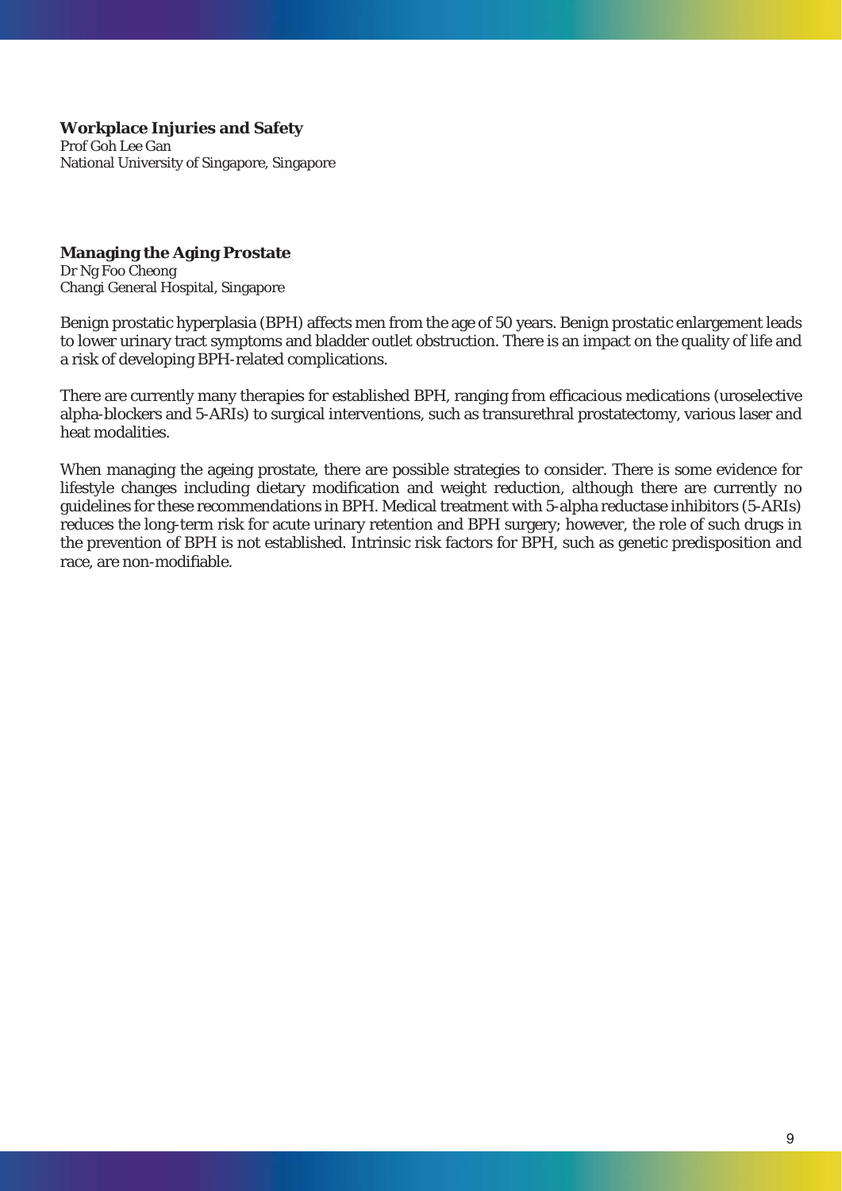**Workplace Injuries and Safety**
Prof Goh Lee Gan
National University of Singapore, Singapore

**Managing the Aging Prostate**
Dr Ng Foo Cheong
Changi General Hospital, Singapore

Benign prostatic hyperplasia (BPH) affects men from the age of 50 years. Benign prostatic enlargement leads to lower urinary tract symptoms and bladder outlet obstruction. There is an impact on the quality of life and a risk of developing BPH-related complications.

There are currently many therapies for established BPH, ranging from efficacious medications (uroselective alpha-blockers and 5-ARIs) to surgical interventions, such as transurethral prostatectomy, various laser and heat modalities.

When managing the ageing prostate, there are possible strategies to consider. There is some evidence for lifestyle changes including dietary modification and weight reduction, although there are currently no guidelines for these recommendations in BPH. Medical treatment with 5-alpha reductase inhibitors (5-ARIs) reduces the long-term risk for acute urinary retention and BPH surgery; however, the role of such drugs in the prevention of BPH is not established. Intrinsic risk factors for BPH, such as genetic predisposition and race, are non-modifiable.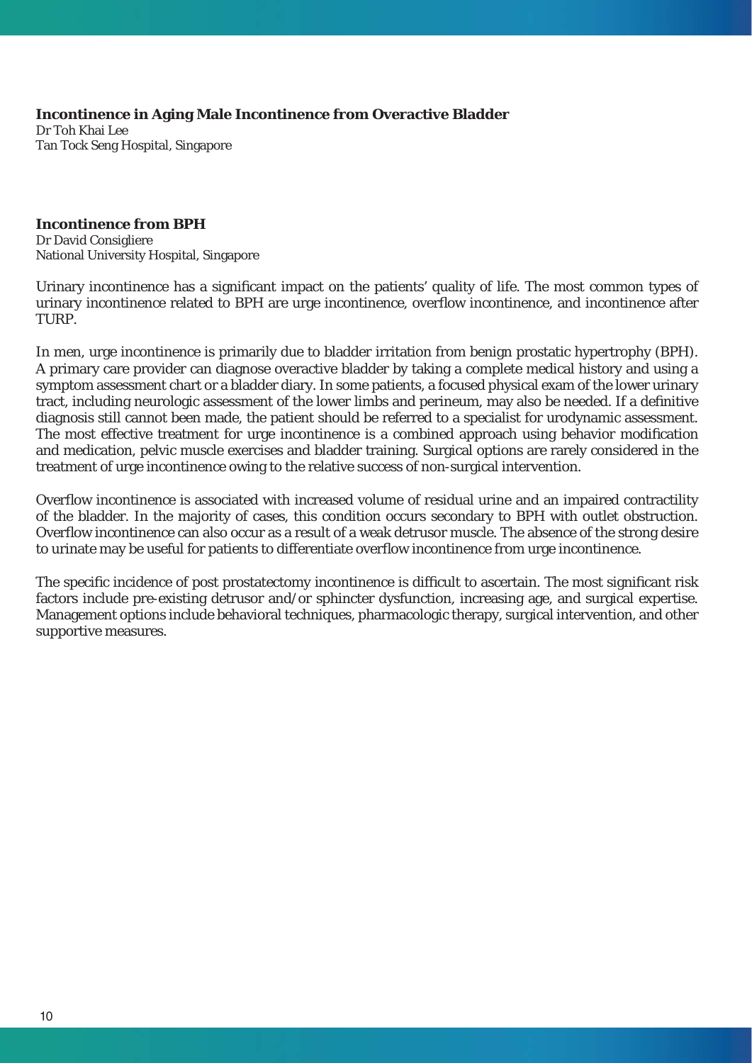### Incontinence in Aging Male Incontinence from Overactive Bladder

*Dr Toh Khai Lee*
Tan Tock Seng Hospital, Singapore

### Incontinence from BPH

Dr David Consigliere
National University Hospital, Singapore

Urinary incontinence has a significant impact on the patients' quality of life. The most common types of urinary incontinence related to BPH are urge incontinence, overflow incontinence, and incontinence after TURP.

In men, urge incontinence is primarily due to bladder irritation from benign prostatic hypertrophy (BPH). A primary care provider can diagnose overactive bladder by taking a complete medical history and using a symptom assessment chart or a bladder diary. In some patients, a focused physical exam of the lower urinary tract, including neurologic assessment of the lower limbs and perineum, may also be needed. If a definitive diagnosis still cannot been made, the patient should be referred to a specialist for urodynamic assessment. The most effective treatment for urge incontinence is a combined approach using behavior modification and medication, pelvic muscle exercises and bladder training. Surgical options are rarely considered in the treatment of urge incontinence owing to the relative success of non-surgical intervention.

Overflow incontinence is associated with increased volume of residual urine and an impaired contractility of the bladder. In the majority of cases, this condition occurs secondary to BPH with outlet obstruction. Overflow incontinence can also occur as a result of a weak detrusor muscle. The absence of the strong desire to urinate may be useful for patients to differentiate overflow incontinence from urge incontinence.

The specific incidence of post prostatectomy incontinence is difficult to ascertain. The most significant risk factors include pre-existing detrusor and/or sphincter dysfunction, increasing age, and surgical expertise. Management options include behavioral techniques, pharmacologic therapy, surgical intervention, and other supportive measures.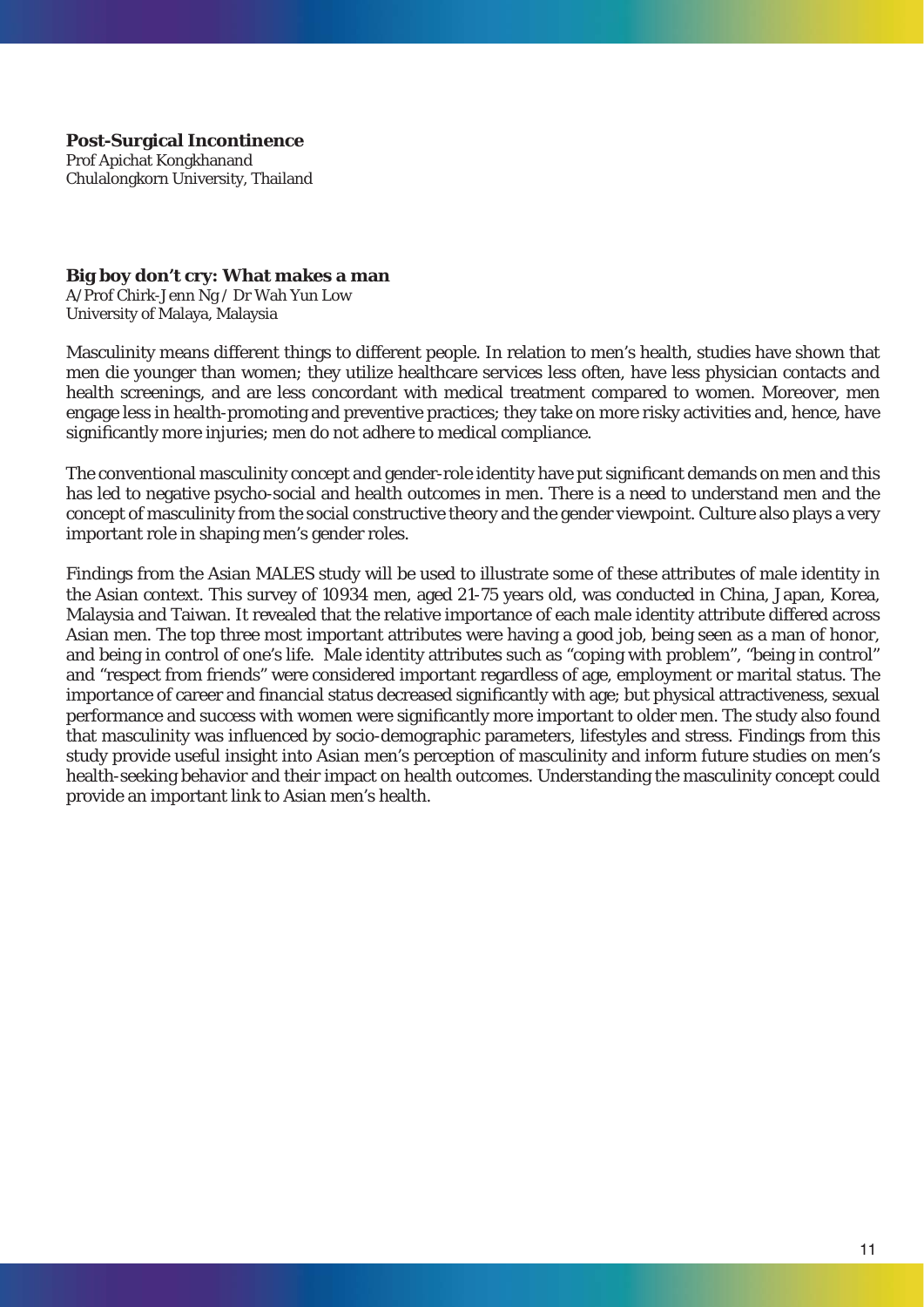**Post-Surgical Incontinence**
Prof Apichat Kongkhanand
Chulalongkorn University, Thailand

**Big boy don't cry: What makes a man**
A/Prof Chirk-Jenn Ng / Dr Wah Yun Low
University of Malaya, Malaysia

Masculinity means different things to different people. In relation to men's health, studies have shown that men die younger than women; they utilize healthcare services less often, have less physician contacts and health screenings, and are less concordant with medical treatment compared to women. Moreover, men engage less in health-promoting and preventive practices; they take on more risky activities and, hence, have significantly more injuries; men do not adhere to medical compliance.

The conventional masculinity concept and gender-role identity have put significant demands on men and this has led to negative psycho-social and health outcomes in men. There is a need to understand men and the concept of masculinity from the social constructive theory and the gender viewpoint. Culture also plays a very important role in shaping men's gender roles.

Findings from the Asian MALES study will be used to illustrate some of these attributes of male identity in the Asian context. This survey of 10934 men, aged 21-75 years old, was conducted in China, Japan, Korea, Malaysia and Taiwan. It revealed that the relative importance of each male identity attribute differed across Asian men. The top three most important attributes were having a good job, being seen as a man of honor, and being in control of one's life. Male identity attributes such as "coping with problem", "being in control" and "respect from friends" were considered important regardless of age, employment or marital status. The importance of career and financial status decreased significantly with age; but physical attractiveness, sexual performance and success with women were significantly more important to older men. The study also found that masculinity was influenced by socio-demographic parameters, lifestyles and stress. Findings from this study provide useful insight into Asian men's perception of masculinity and inform future studies on men's health-seeking behavior and their impact on health outcomes. Understanding the masculinity concept could provide an important link to Asian men's health.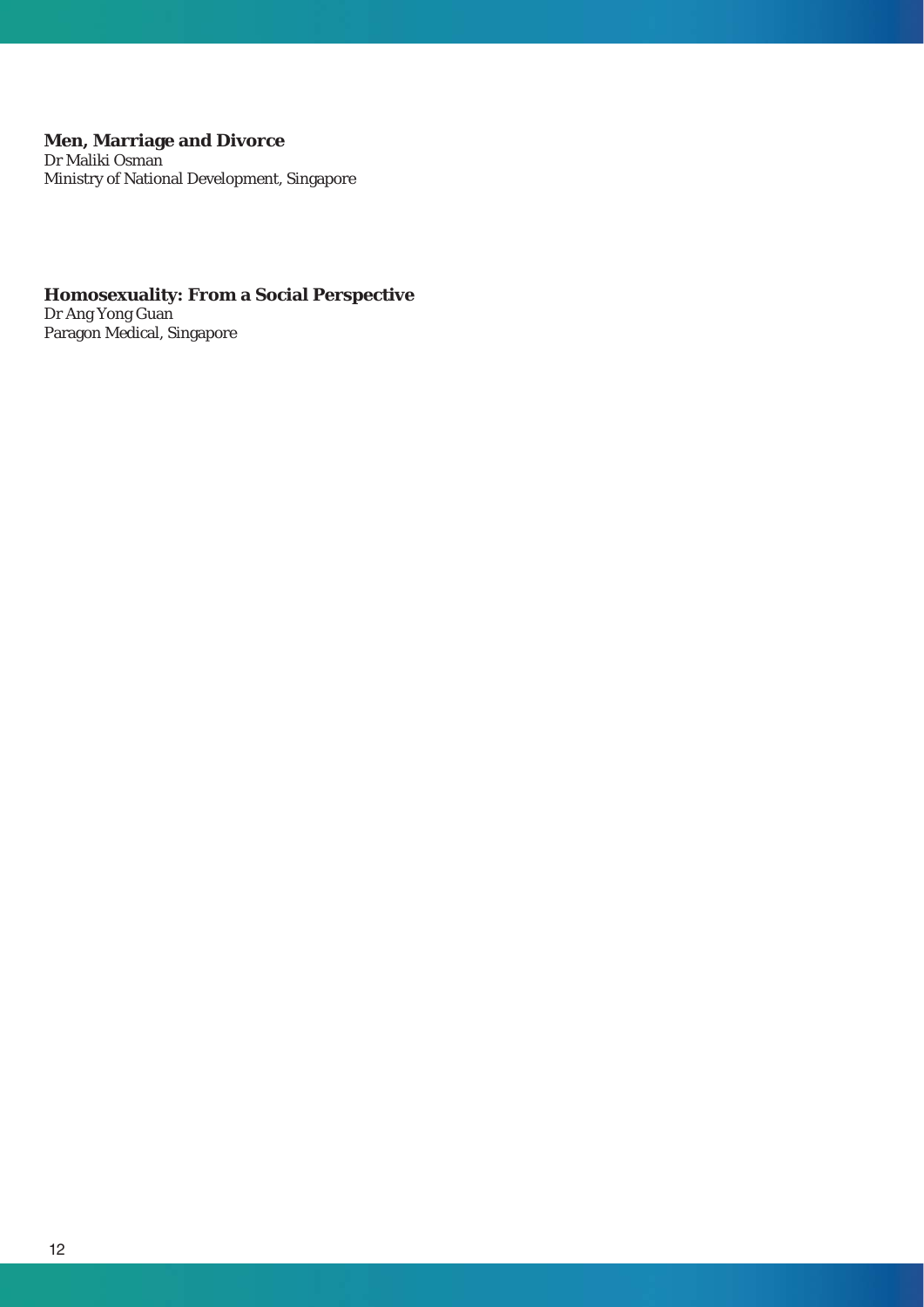**Men, Marriage and Divorce**
Dr Maliki Osman
Ministry of National Development, Singapore

**Homosexuality: From a Social Perspective**
Dr Ang Yong Guan
Paragon Medical, Singapore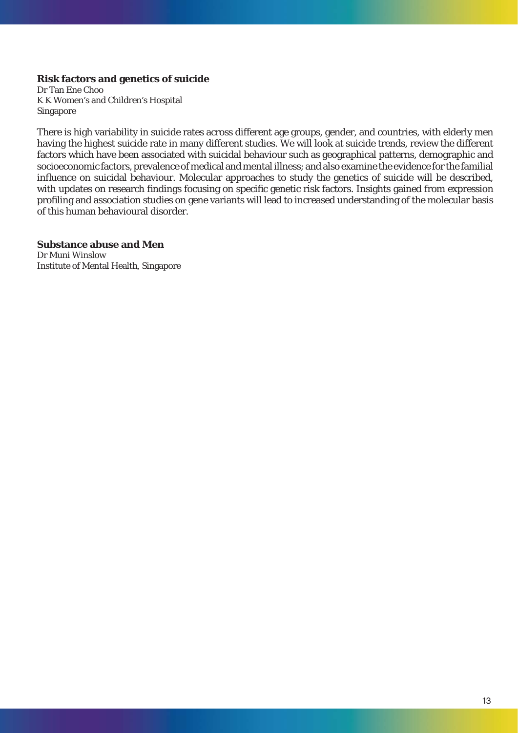**Risk factors and genetics of suicide**
Dr Tan Ene Choo
K K Women's and Children's Hospital
Singapore

There is high variability in suicide rates across different age groups, gender, and countries, with elderly men having the highest suicide rate in many different studies. We will look at suicide trends, review the different factors which have been associated with suicidal behaviour such as geographical patterns, demographic and socioeconomic factors, prevalence of medical and mental illness; and also examine the evidence for the familial influence on suicidal behaviour. Molecular approaches to study the genetics of suicide will be described, with updates on research findings focusing on specific genetic risk factors. Insights gained from expression profiling and association studies on gene variants will lead to increased understanding of the molecular basis of this human behavioural disorder.

**Substance abuse and Men**
Dr Muni Winslow
Institute of Mental Health, Singapore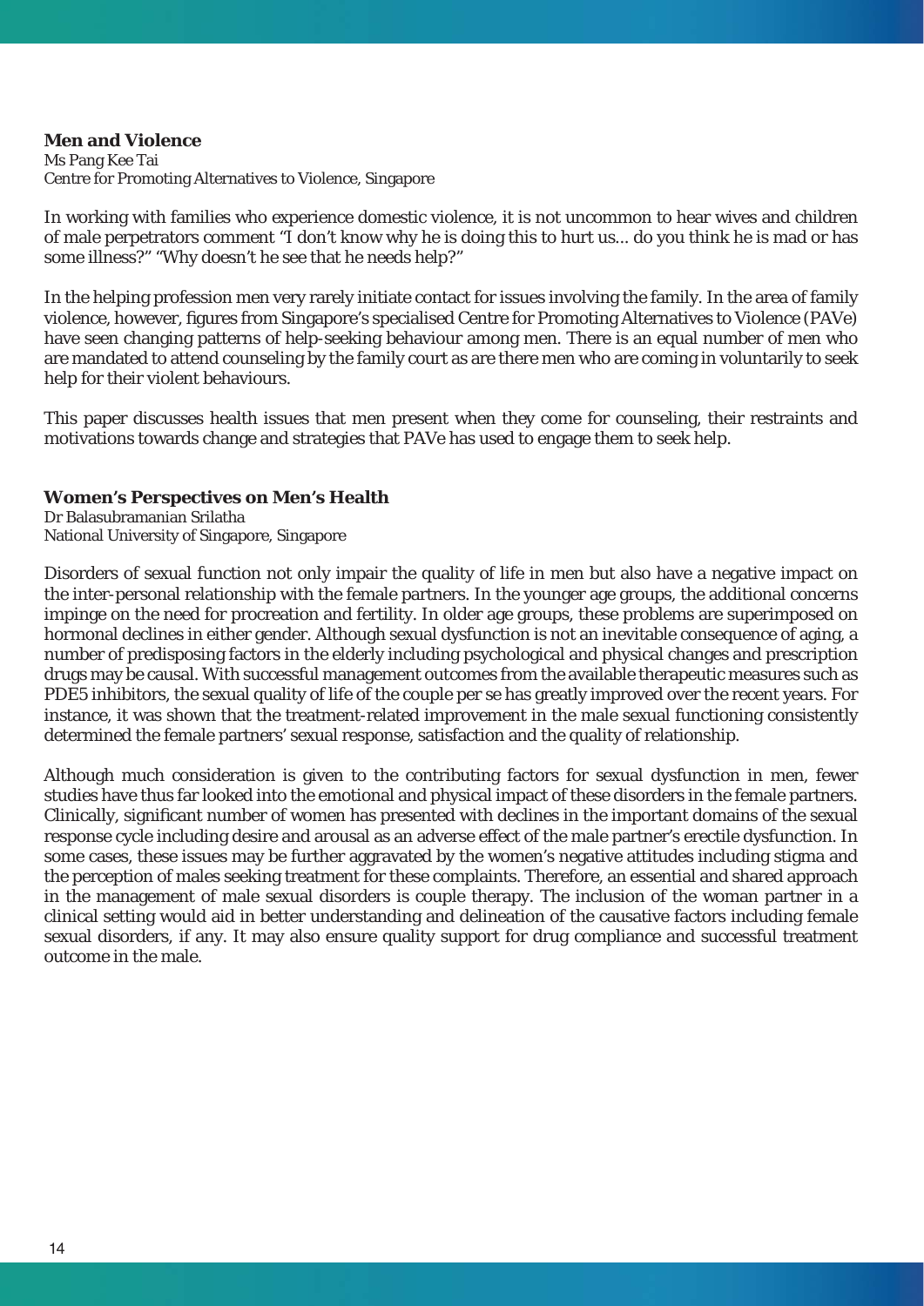### Men and Violence

*Ms Pang Kee Tai*
*Centre for Promoting Alternatives to Violence, Singapore*

In working with families who experience domestic violence, it is not uncommon to hear wives and children of male perpetrators comment "I don't know why he is doing this to hurt us... do you think he is mad or has some illness?" "Why doesn't he see that he needs help?"

In the helping profession men very rarely initiate contact for issues involving the family. In the area of family violence, however, figures from Singapore's specialised Centre for Promoting Alternatives to Violence (PAVe) have seen changing patterns of help-seeking behaviour among men. There is an equal number of men who are mandated to attend counseling by the family court as are there men who are coming in voluntarily to seek help for their violent behaviours.

This paper discusses health issues that men present when they come for counseling, their restraints and motivations towards change and strategies that PAVe has used to engage them to seek help.

### Women's Perspectives on Men's Health

*Dr Balasubramanian Srilatha*
*National University of Singapore, Singapore*

Disorders of sexual function not only impair the quality of life in men but also have a negative impact on the inter-personal relationship with the female partners. In the younger age groups, the additional concerns impinge on the need for procreation and fertility. In older age groups, these problems are superimposed on hormonal declines in either gender. Although sexual dysfunction is not an inevitable consequence of aging, a number of predisposing factors in the elderly including psychological and physical changes and prescription drugs may be causal. With successful management outcomes from the available therapeutic measures such as PDE5 inhibitors, the sexual quality of life of the couple per se has greatly improved over the recent years. For instance, it was shown that the treatment-related improvement in the male sexual functioning consistently determined the female partners' sexual response, satisfaction and the quality of relationship.

Although much consideration is given to the contributing factors for sexual dysfunction in men, fewer studies have thus far looked into the emotional and physical impact of these disorders in the female partners. Clinically, significant number of women has presented with declines in the important domains of the sexual response cycle including desire and arousal as an adverse effect of the male partner's erectile dysfunction. In some cases, these issues may be further aggravated by the women's negative attitudes including stigma and the perception of males seeking treatment for these complaints. Therefore, an essential and shared approach in the management of male sexual disorders is couple therapy. The inclusion of the woman partner in a clinical setting would aid in better understanding and delineation of the causative factors including female sexual disorders, if any. It may also ensure quality support for drug compliance and successful treatment outcome in the male.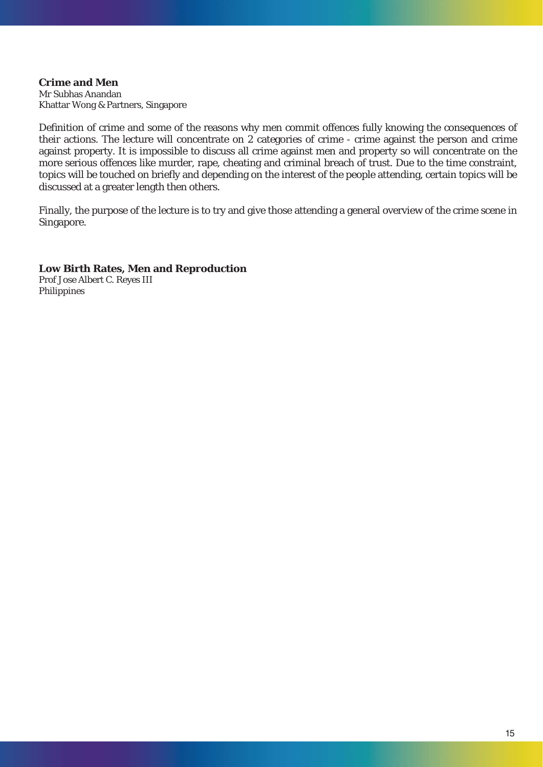**Crime and Men**
Mr Subhas Anandan
Khattar Wong & Partners, Singapore

Definition of crime and some of the reasons why men commit offences fully knowing the consequences of their actions. The lecture will concentrate on 2 categories of crime - crime against the person and crime against property. It is impossible to discuss all crime against men and property so will concentrate on the more serious offences like murder, rape, cheating and criminal breach of trust. Due to the time constraint, topics will be touched on briefly and depending on the interest of the people attending, certain topics will be discussed at a greater length then others.

Finally, the purpose of the lecture is to try and give those attending a general overview of the crime scene in Singapore.

**Low Birth Rates, Men and Reproduction**
Prof Jose Albert C. Reyes III
Philippines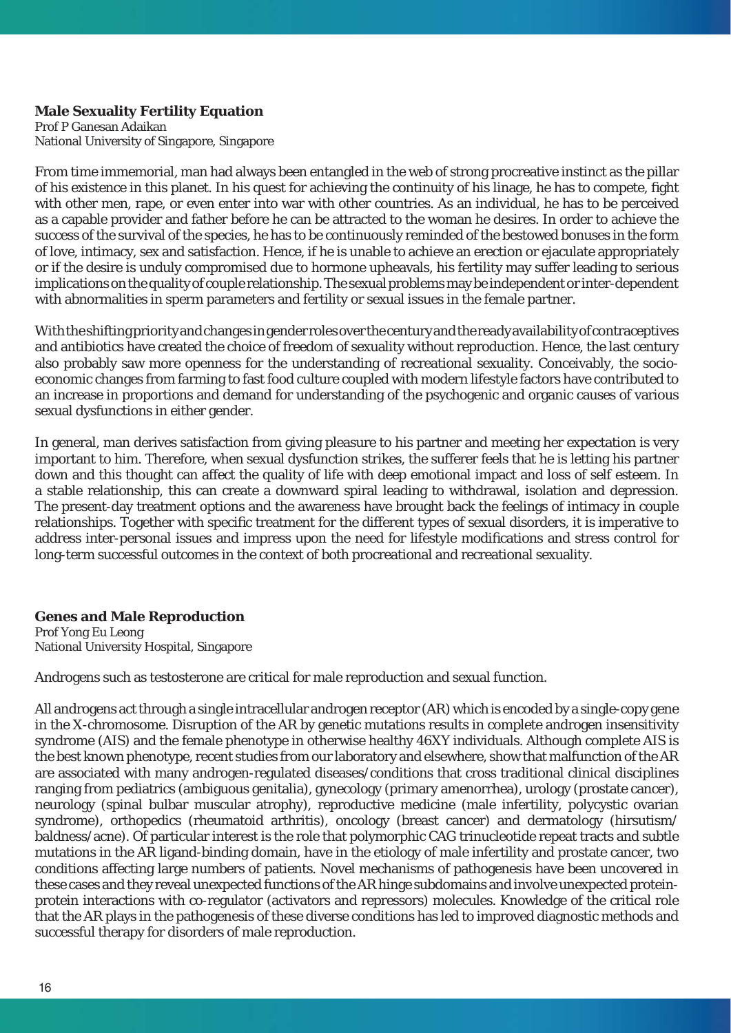### Male Sexuality Fertility Equation

Prof P Ganesan Adaikan
National University of Singapore, Singapore

From time immemorial, man had always been entangled in the web of strong procreative instinct as the pillar of his existence in this planet. In his quest for achieving the continuity of his linage, he has to compete, fight with other men, rape, or even enter into war with other countries. As an individual, he has to be perceived as a capable provider and father before he can be attracted to the woman he desires. In order to achieve the success of the survival of the species, he has to be continuously reminded of the bestowed bonuses in the form of love, intimacy, sex and satisfaction. Hence, if he is unable to achieve an erection or ejaculate appropriately or if the desire is unduly compromised due to hormone upheavals, his fertility may suffer leading to serious implications on the quality of couple relationship. The sexual problems may be independent or inter-dependent with abnormalities in sperm parameters and fertility or sexual issues in the female partner.

With the shifting priority and changes in gender roles over the century and the ready availability of contraceptives and antibiotics have created the choice of freedom of sexuality without reproduction. Hence, the last century also probably saw more openness for the understanding of recreational sexuality. Conceivably, the socio-economic changes from farming to fast food culture coupled with modern lifestyle factors have contributed to an increase in proportions and demand for understanding of the psychogenic and organic causes of various sexual dysfunctions in either gender.

In general, man derives satisfaction from giving pleasure to his partner and meeting her expectation is very important to him. Therefore, when sexual dysfunction strikes, the sufferer feels that he is letting his partner down and this thought can affect the quality of life with deep emotional impact and loss of self esteem. In a stable relationship, this can create a downward spiral leading to withdrawal, isolation and depression. The present-day treatment options and the awareness have brought back the feelings of intimacy in couple relationships. Together with specific treatment for the different types of sexual disorders, it is imperative to address inter-personal issues and impress upon the need for lifestyle modifications and stress control for long-term successful outcomes in the context of both procreational and recreational sexuality.

### Genes and Male Reproduction

Prof Yong Eu Leong
National University Hospital, Singapore

Androgens such as testosterone are critical for male reproduction and sexual function.

All androgens act through a single intracellular androgen receptor (AR) which is encoded by a single-copy gene in the X-chromosome. Disruption of the AR by genetic mutations results in complete androgen insensitivity syndrome (AIS) and the female phenotype in otherwise healthy 46XY individuals. Although complete AIS is the best known phenotype, recent studies from our laboratory and elsewhere, show that malfunction of the AR are associated with many androgen-regulated diseases/conditions that cross traditional clinical disciplines ranging from pediatrics (ambiguous genitalia), gynecology (primary amenorrhea), urology (prostate cancer), neurology (spinal bulbar muscular atrophy), reproductive medicine (male infertility, polycystic ovarian syndrome), orthopedics (rheumatoid arthritis), oncology (breast cancer) and dermatology (hirsutism/ baldness/acne). Of particular interest is the role that polymorphic CAG trinucleotide repeat tracts and subtle mutations in the AR ligand-binding domain, have in the etiology of male infertility and prostate cancer, two conditions affecting large numbers of patients. Novel mechanisms of pathogenesis have been uncovered in these cases and they reveal unexpected functions of the AR hinge subdomains and involve unexpected protein-protein interactions with co-regulator (activators and repressors) molecules. Knowledge of the critical role that the AR plays in the pathogenesis of these diverse conditions has led to improved diagnostic methods and successful therapy for disorders of male reproduction.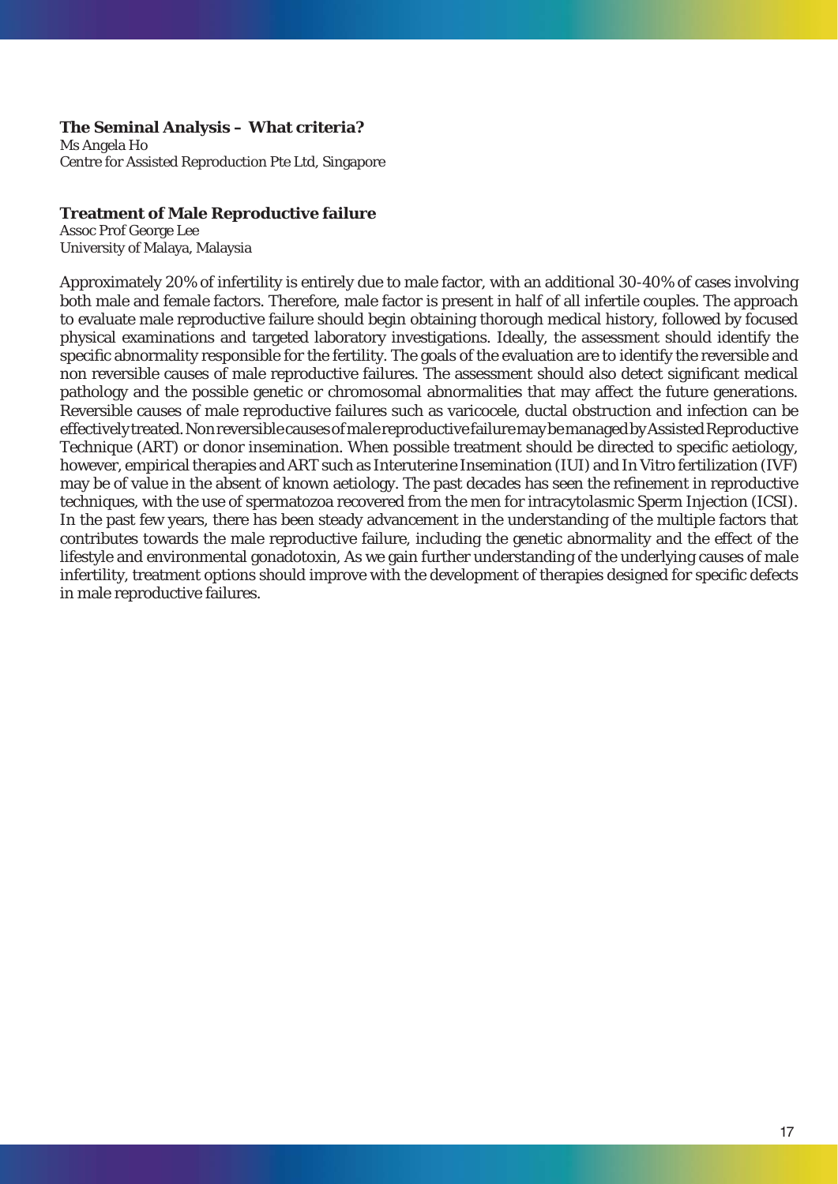**The Seminal Analysis – What criteria?**
Ms Angela Ho
Centre for Assisted Reproduction Pte Ltd, Singapore

**Treatment of Male Reproductive failure**
Assoc Prof George Lee
University of Malaya, Malaysia

Approximately 20% of infertility is entirely due to male factor, with an additional 30-40% of cases involving both male and female factors. Therefore, male factor is present in half of all infertile couples. The approach to evaluate male reproductive failure should begin obtaining thorough medical history, followed by focused physical examinations and targeted laboratory investigations. Ideally, the assessment should identify the specific abnormality responsible for the fertility. The goals of the evaluation are to identify the reversible and non reversible causes of male reproductive failures. The assessment should also detect significant medical pathology and the possible genetic or chromosomal abnormalities that may affect the future generations. Reversible causes of male reproductive failures such as varicocele, ductal obstruction and infection can be effectively treated. Non reversible causes of male reproductive failure may be managed by Assisted Reproductive Technique (ART) or donor insemination. When possible treatment should be directed to specific aetiology, however, empirical therapies and ART such as Interuterine Insemination (IUI) and In Vitro fertilization (IVF) may be of value in the absent of known aetiology. The past decades has seen the refinement in reproductive techniques, with the use of spermatozoa recovered from the men for intracytolasmic Sperm Injection (ICSI). In the past few years, there has been steady advancement in the understanding of the multiple factors that contributes towards the male reproductive failure, including the genetic abnormality and the effect of the lifestyle and environmental gonadotoxin, As we gain further understanding of the underlying causes of male infertility, treatment options should improve with the development of therapies designed for specific defects in male reproductive failures.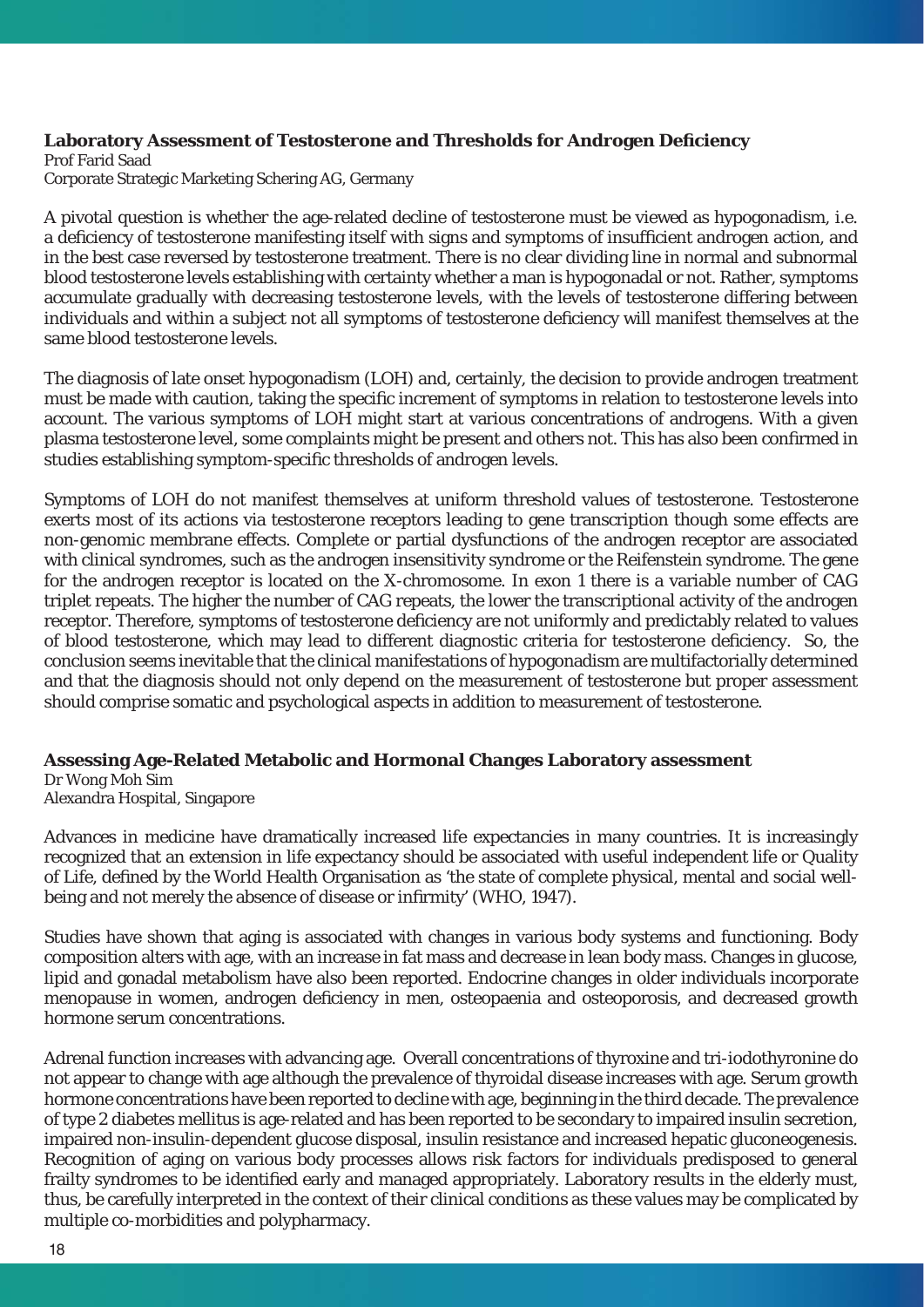### Laboratory Assessment of Testosterone and Thresholds for Androgen Deficiency

Prof Farid Saad
Corporate Strategic Marketing Schering AG, Germany

A pivotal question is whether the age-related decline of testosterone must be viewed as hypogonadism, i.e. a deficiency of testosterone manifesting itself with signs and symptoms of insufficient androgen action, and in the best case reversed by testosterone treatment. There is no clear dividing line in normal and subnormal blood testosterone levels establishing with certainty whether a man is hypogonadal or not. Rather, symptoms accumulate gradually with decreasing testosterone levels, with the levels of testosterone differing between individuals and within a subject not all symptoms of testosterone deficiency will manifest themselves at the same blood testosterone levels.

The diagnosis of late onset hypogonadism (LOH) and, certainly, the decision to provide androgen treatment must be made with caution, taking the specific increment of symptoms in relation to testosterone levels into account. The various symptoms of LOH might start at various concentrations of androgens. With a given plasma testosterone level, some complaints might be present and others not. This has also been confirmed in studies establishing symptom-specific thresholds of androgen levels.

Symptoms of LOH do not manifest themselves at uniform threshold values of testosterone. Testosterone exerts most of its actions via testosterone receptors leading to gene transcription though some effects are non-genomic membrane effects. Complete or partial dysfunctions of the androgen receptor are associated with clinical syndromes, such as the androgen insensitivity syndrome or the Reifenstein syndrome. The gene for the androgen receptor is located on the X-chromosome. In exon 1 there is a variable number of CAG triplet repeats. The higher the number of CAG repeats, the lower the transcriptional activity of the androgen receptor. Therefore, symptoms of testosterone deficiency are not uniformly and predictably related to values of blood testosterone, which may lead to different diagnostic criteria for testosterone deficiency. So, the conclusion seems inevitable that the clinical manifestations of hypogonadism are multifactorially determined and that the diagnosis should not only depend on the measurement of testosterone but proper assessment should comprise somatic and psychological aspects in addition to measurement of testosterone.

### Assessing Age-Related Metabolic and Hormonal Changes Laboratory assessment

Dr Wong Moh Sim
Alexandra Hospital, Singapore

Advances in medicine have dramatically increased life expectancies in many countries. It is increasingly recognized that an extension in life expectancy should be associated with useful independent life or Quality of Life, defined by the World Health Organisation as 'the state of complete physical, mental and social well-being and not merely the absence of disease or infirmity' (WHO, 1947).

Studies have shown that aging is associated with changes in various body systems and functioning. Body composition alters with age, with an increase in fat mass and decrease in lean body mass. Changes in glucose, lipid and gonadal metabolism have also been reported. Endocrine changes in older individuals incorporate menopause in women, androgen deficiency in men, osteopaenia and osteoporosis, and decreased growth hormone serum concentrations.

Adrenal function increases with advancing age. Overall concentrations of thyroxine and tri-iodothyronine do not appear to change with age although the prevalence of thyroidal disease increases with age. Serum growth hormone concentrations have been reported to decline with age, beginning in the third decade. The prevalence of type 2 diabetes mellitus is age-related and has been reported to be secondary to impaired insulin secretion, impaired non-insulin-dependent glucose disposal, insulin resistance and increased hepatic gluconeogenesis. Recognition of aging on various body processes allows risk factors for individuals predisposed to general frailty syndromes to be identified early and managed appropriately. Laboratory results in the elderly must, thus, be carefully interpreted in the context of their clinical conditions as these values may be complicated by multiple co-morbidities and polypharmacy.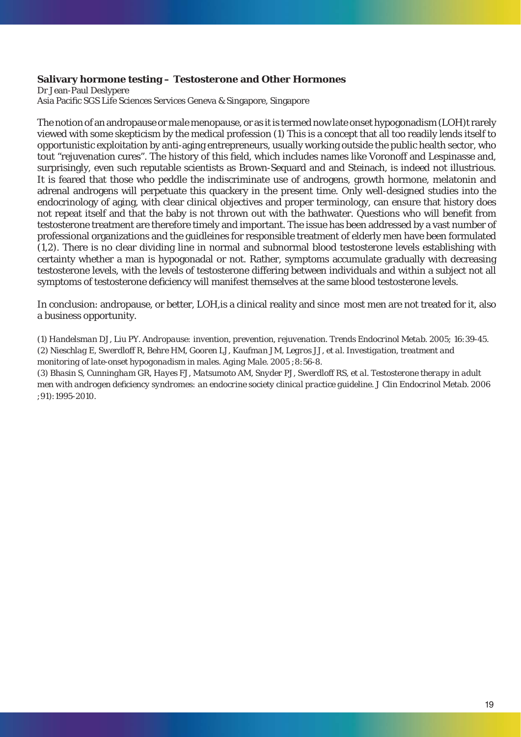**Salivary hormone testing – Testosterone and Other Hormones**

*Dr Jean-Paul Deslypere*

*Asia Pacific SGS Life Sciences Services Geneva & Singapore, Singapore*

The notion of an andropause or male menopause, or as it is termed now late onset hypogonadism (LOH)t rarely viewed with some skepticism by the medical profession (1) This is a concept that all too readily lends itself to opportunistic exploitation by anti-aging entrepreneurs, usually working outside the public health sector, who tout "rejuvenation cures". The history of this field, which includes names like Voronoff and Lespinasse and, surprisingly, even such reputable scientists as Brown-Sequard and and Steinach, is indeed not illustrious. It is feared that those who peddle the indiscriminate use of androgens, growth hormone, melatonin and adrenal androgens will perpetuate this quackery in the present time. Only well-designed studies into the endocrinology of aging, with clear clinical objectives and proper terminology, can ensure that history does not repeat itself and that the baby is not thrown out with the bathwater. Questions who will benefit from testosterone treatment are therefore timely and important. The issue has been addressed by a vast number of professional organizations and the guidleines for responsible treatment of elderly men have been formulated (1,2). There is no clear dividing line in normal and subnormal blood testosterone levels establishing with certainty whether a man is hypogonadal or not. Rather, symptoms accumulate gradually with decreasing testosterone levels, with the levels of testosterone differing between individuals and within a subject not all symptoms of testosterone deficiency will manifest themselves at the same blood testosterone levels.

In conclusion: andropause, or better, LOH,is a clinical reality and since most men are not treated for it, also a business opportunity.

*(1) Handelsman DJ, Liu PY. Andropause: invention, prevention, rejuvenation. Trends Endocrinol Metab. 2005; 16:39-45.*

*(2) Nieschlag E, Swerdloff R, Behre HM, Gooren LJ, Kaufman JM, Legros JJ, et al. Investigation, treatment and monitoring of late-onset hypogonadism in males. Aging Male. 2005 ;8:56-8.*

*(3) Bhasin S, Cunningham GR, Hayes FJ, Matsumoto AM, Snyder PJ, Swerdloff RS, et al. Testosterone therapy in adult men with androgen deficiency syndromes: an endocrine society clinical practice guideline. J Clin Endocrinol Metab. 2006 ;91):1995-2010.*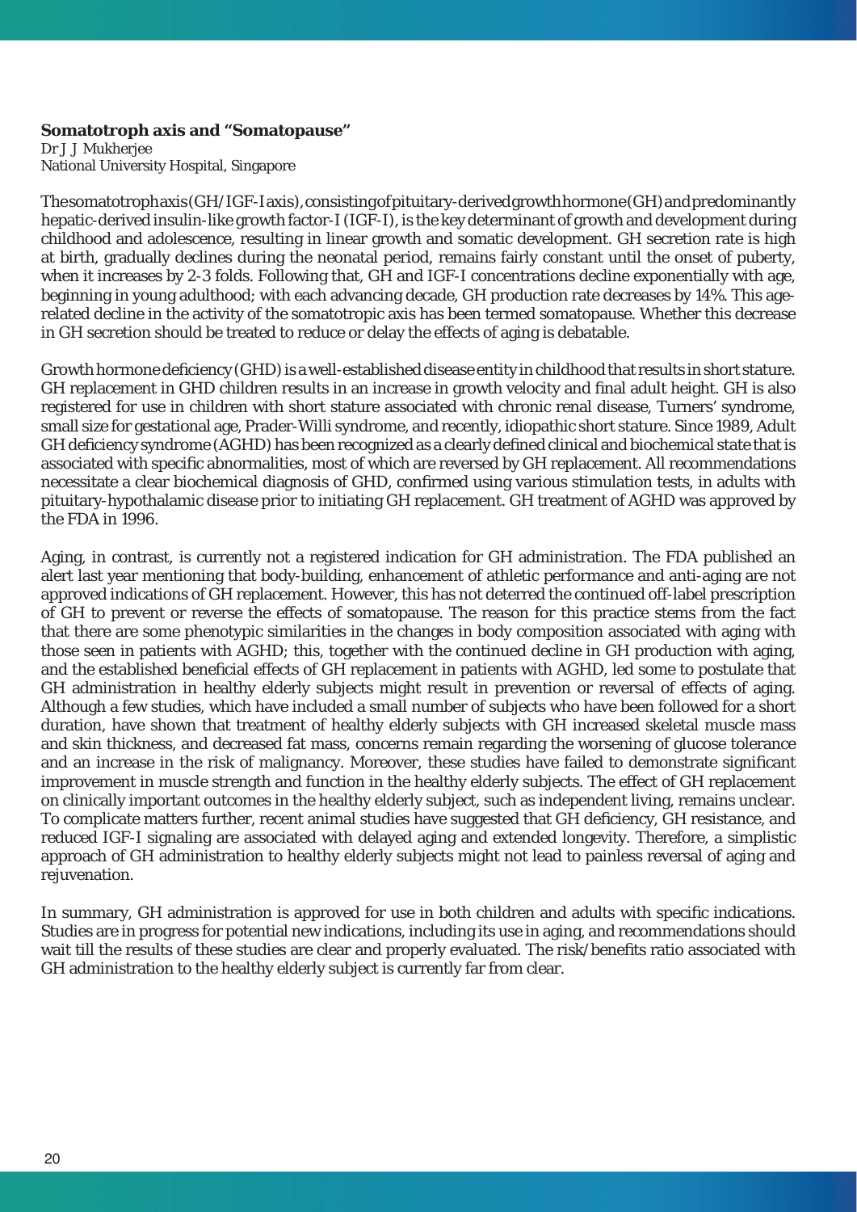## Somatotroph axis and "Somatopause"

*Dr J J Mukherjee*
National University Hospital, Singapore

The somatotroph axis (GH/IGF-I axis), consisting of pituitary-derived growth hormone (GH) and predominantly hepatic-derived insulin-like growth factor-I (IGF-I), is the key determinant of growth and development during childhood and adolescence, resulting in linear growth and somatic development. GH secretion rate is high at birth, gradually declines during the neonatal period, remains fairly constant until the onset of puberty, when it increases by 2-3 folds. Following that, GH and IGF-I concentrations decline exponentially with age, beginning in young adulthood; with each advancing decade, GH production rate decreases by 14%. This age-related decline in the activity of the somatotropic axis has been termed somatopause. Whether this decrease in GH secretion should be treated to reduce or delay the effects of aging is debatable.

Growth hormone deficiency (GHD) is a well-established disease entity in childhood that results in short stature. GH replacement in GHD children results in an increase in growth velocity and final adult height. GH is also registered for use in children with short stature associated with chronic renal disease, Turners' syndrome, small size for gestational age, Prader-Willi syndrome, and recently, idiopathic short stature. Since 1989, Adult GH deficiency syndrome (AGHD) has been recognized as a clearly defined clinical and biochemical state that is associated with specific abnormalities, most of which are reversed by GH replacement. All recommendations necessitate a clear biochemical diagnosis of GHD, confirmed using various stimulation tests, in adults with pituitary-hypothalamic disease prior to initiating GH replacement. GH treatment of AGHD was approved by the FDA in 1996.

Aging, in contrast, is currently not a registered indication for GH administration. The FDA published an alert last year mentioning that body-building, enhancement of athletic performance and anti-aging are not approved indications of GH replacement. However, this has not deterred the continued off-label prescription of GH to prevent or reverse the effects of somatopause. The reason for this practice stems from the fact that there are some phenotypic similarities in the changes in body composition associated with aging with those seen in patients with AGHD; this, together with the continued decline in GH production with aging, and the established beneficial effects of GH replacement in patients with AGHD, led some to postulate that GH administration in healthy elderly subjects might result in prevention or reversal of effects of aging. Although a few studies, which have included a small number of subjects who have been followed for a short duration, have shown that treatment of healthy elderly subjects with GH increased skeletal muscle mass and skin thickness, and decreased fat mass, concerns remain regarding the worsening of glucose tolerance and an increase in the risk of malignancy. Moreover, these studies have failed to demonstrate significant improvement in muscle strength and function in the healthy elderly subjects. The effect of GH replacement on clinically important outcomes in the healthy elderly subject, such as independent living, remains unclear. To complicate matters further, recent animal studies have suggested that GH deficiency, GH resistance, and reduced IGF-I signaling are associated with delayed aging and extended longevity. Therefore, a simplistic approach of GH administration to healthy elderly subjects might not lead to painless reversal of aging and rejuvenation.

In summary, GH administration is approved for use in both children and adults with specific indications. Studies are in progress for potential new indications, including its use in aging, and recommendations should wait till the results of these studies are clear and properly evaluated. The risk/benefits ratio associated with GH administration to the healthy elderly subject is currently far from clear.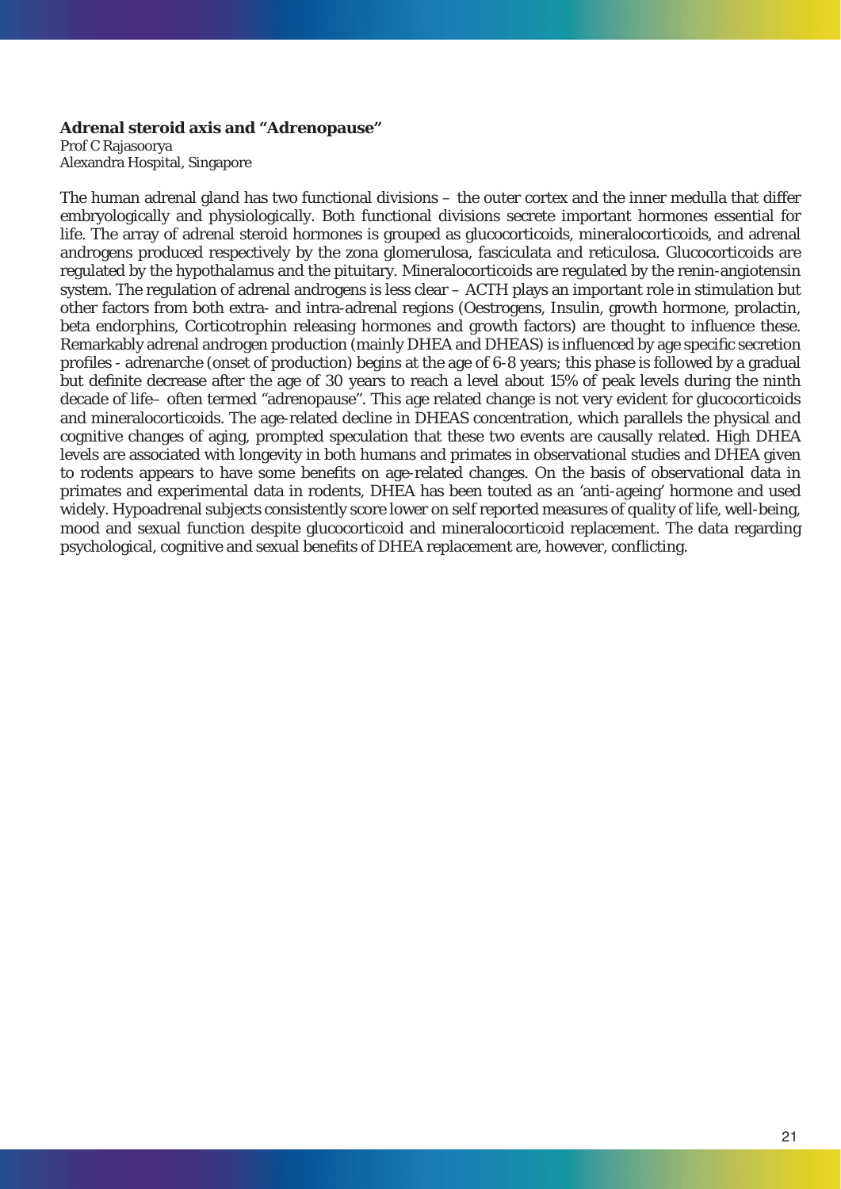**Adrenal steroid axis and "Adrenopause"**

Prof C Rajasoorya
Alexandra Hospital, Singapore

The human adrenal gland has two functional divisions – the outer cortex and the inner medulla that differ embryologically and physiologically. Both functional divisions secrete important hormones essential for life. The array of adrenal steroid hormones is grouped as glucocorticoids, mineralocorticoids, and adrenal androgens produced respectively by the zona glomerulosa, fasciculata and reticulosa. Glucocorticoids are regulated by the hypothalamus and the pituitary. Mineralocorticoids are regulated by the renin-angiotensin system. The regulation of adrenal androgens is less clear – ACTH plays an important role in stimulation but other factors from both extra- and intra-adrenal regions (Oestrogens, Insulin, growth hormone, prolactin, beta endorphins, Corticotrophin releasing hormones and growth factors) are thought to influence these. Remarkably adrenal androgen production (mainly DHEA and DHEAS) is influenced by age specific secretion profiles - adrenarche (onset of production) begins at the age of 6-8 years; this phase is followed by a gradual but definite decrease after the age of 30 years to reach a level about 15% of peak levels during the ninth decade of life– often termed "adrenopause". This age related change is not very evident for glucocorticoids and mineralocorticoids. The age-related decline in DHEAS concentration, which parallels the physical and cognitive changes of aging, prompted speculation that these two events are causally related. High DHEA levels are associated with longevity in both humans and primates in observational studies and DHEA given to rodents appears to have some benefits on age-related changes. On the basis of observational data in primates and experimental data in rodents, DHEA has been touted as an 'anti-ageing' hormone and used widely. Hypoadrenal subjects consistently score lower on self reported measures of quality of life, well-being, mood and sexual function despite glucocorticoid and mineralocorticoid replacement. The data regarding psychological, cognitive and sexual benefits of DHEA replacement are, however, conflicting.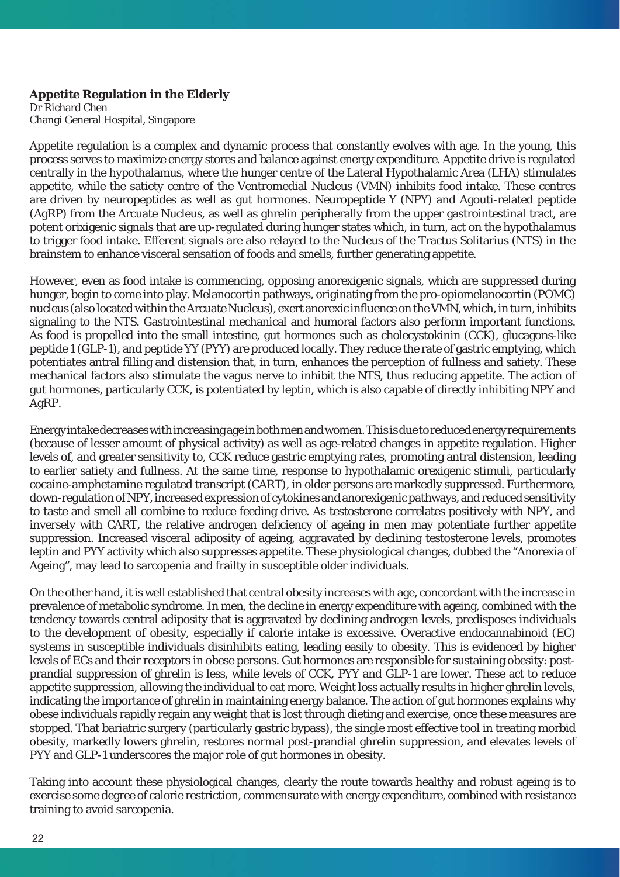## Appetite Regulation in the Elderly

Dr Richard Chen
Changi General Hospital, Singapore

Appetite regulation is a complex and dynamic process that constantly evolves with age. In the young, this process serves to maximize energy stores and balance against energy expenditure. Appetite drive is regulated centrally in the hypothalamus, where the hunger centre of the Lateral Hypothalamic Area (LHA) stimulates appetite, while the satiety centre of the Ventromedial Nucleus (VMN) inhibits food intake. These centres are driven by neuropeptides as well as gut hormones. Neuropeptide Y (NPY) and Agouti-related peptide (AgRP) from the Arcuate Nucleus, as well as ghrelin peripherally from the upper gastrointestinal tract, are potent orixigenic signals that are up-regulated during hunger states which, in turn, act on the hypothalamus to trigger food intake. Efferent signals are also relayed to the Nucleus of the Tractus Solitarius (NTS) in the brainstem to enhance visceral sensation of foods and smells, further generating appetite.

However, even as food intake is commencing, opposing anorexigenic signals, which are suppressed during hunger, begin to come into play. Melanocortin pathways, originating from the pro-opiomelanocortin (POMC) nucleus (also located within the Arcuate Nucleus), exert anorexic influence on the VMN, which, in turn, inhibits signaling to the NTS. Gastrointestinal mechanical and humoral factors also perform important functions. As food is propelled into the small intestine, gut hormones such as cholecystokinin (CCK), glucagons-like peptide 1 (GLP-1), and peptide YY (PYY) are produced locally. They reduce the rate of gastric emptying, which potentiates antral filling and distension that, in turn, enhances the perception of fullness and satiety. These mechanical factors also stimulate the vagus nerve to inhibit the NTS, thus reducing appetite. The action of gut hormones, particularly CCK, is potentiated by leptin, which is also capable of directly inhibiting NPY and AgRP.

Energy intake decreases with increasing age in both men and women. This is due to reduced energy requirements (because of lesser amount of physical activity) as well as age-related changes in appetite regulation. Higher levels of, and greater sensitivity to, CCK reduce gastric emptying rates, promoting antral distension, leading to earlier satiety and fullness. At the same time, response to hypothalamic orexigenic stimuli, particularly cocaine-amphetamine regulated transcript (CART), in older persons are markedly suppressed. Furthermore, down-regulation of NPY, increased expression of cytokines and anorexigenic pathways, and reduced sensitivity to taste and smell all combine to reduce feeding drive. As testosterone correlates positively with NPY, and inversely with CART, the relative androgen deficiency of ageing in men may potentiate further appetite suppression. Increased visceral adiposity of ageing, aggravated by declining testosterone levels, promotes leptin and PYY activity which also suppresses appetite. These physiological changes, dubbed the "Anorexia of Ageing", may lead to sarcopenia and frailty in susceptible older individuals.

On the other hand, it is well established that central obesity increases with age, concordant with the increase in prevalence of metabolic syndrome. In men, the decline in energy expenditure with ageing, combined with the tendency towards central adiposity that is aggravated by declining androgen levels, predisposes individuals to the development of obesity, especially if calorie intake is excessive. Overactive endocannabinoid (EC) systems in susceptible individuals disinhibits eating, leading easily to obesity. This is evidenced by higher levels of ECs and their receptors in obese persons. Gut hormones are responsible for sustaining obesity: post-prandial suppression of ghrelin is less, while levels of CCK, PYY and GLP-1 are lower. These act to reduce appetite suppression, allowing the individual to eat more. Weight loss actually results in higher ghrelin levels, indicating the importance of ghrelin in maintaining energy balance. The action of gut hormones explains why obese individuals rapidly regain any weight that is lost through dieting and exercise, once these measures are stopped. That bariatric surgery (particularly gastric bypass), the single most effective tool in treating morbid obesity, markedly lowers ghrelin, restores normal post-prandial ghrelin suppression, and elevates levels of PYY and GLP-1 underscores the major role of gut hormones in obesity.

Taking into account these physiological changes, clearly the route towards healthy and robust ageing is to exercise some degree of calorie restriction, commensurate with energy expenditure, combined with resistance training to avoid sarcopenia.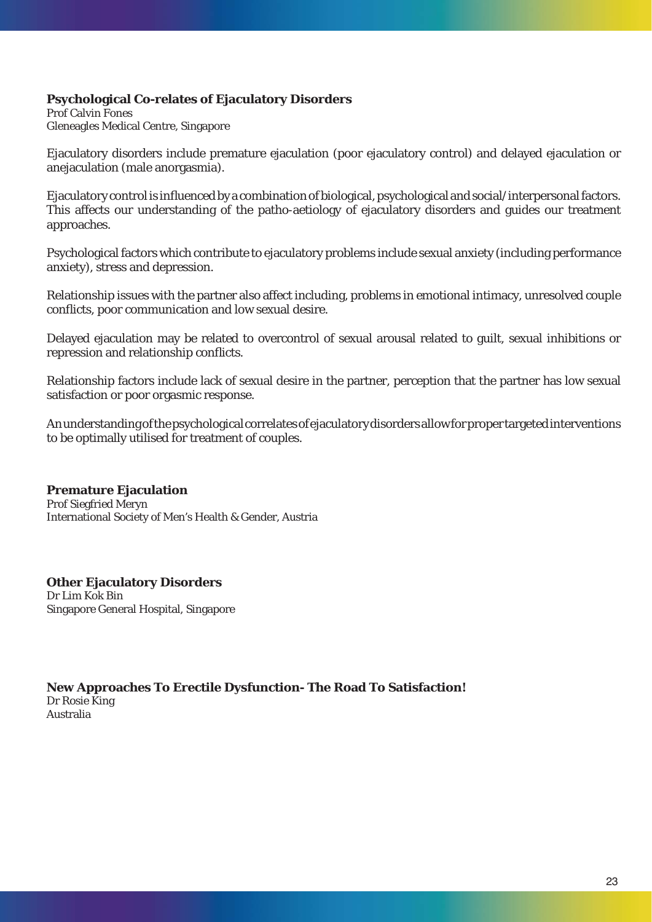### Psychological Co-relates of Ejaculatory Disorders

Prof Calvin Fones
Gleneagles Medical Centre, Singapore

Ejaculatory disorders include premature ejaculation (poor ejaculatory control) and delayed ejaculation or anejaculation (male anorgasmia).

Ejaculatory control is influenced by a combination of biological, psychological and social/interpersonal factors. This affects our understanding of the patho-aetiology of ejaculatory disorders and guides our treatment approaches.

Psychological factors which contribute to ejaculatory problems include sexual anxiety (including performance anxiety), stress and depression.

Relationship issues with the partner also affect including, problems in emotional intimacy, unresolved couple conflicts, poor communication and low sexual desire.

Delayed ejaculation may be related to overcontrol of sexual arousal related to guilt, sexual inhibitions or repression and relationship conflicts.

Relationship factors include lack of sexual desire in the partner, perception that the partner has low sexual satisfaction or poor orgasmic response.

An understanding of the psychological correlates of ejaculatory disorders allow for proper targeted interventions to be optimally utilised for treatment of couples.

### Premature Ejaculation

Prof Siegfried Meryn
International Society of Men's Health & Gender, Austria

### Other Ejaculatory Disorders

Dr Lim Kok Bin
Singapore General Hospital, Singapore

### New Approaches To Erectile Dysfunction- The Road To Satisfaction!

Dr Rosie King
Australia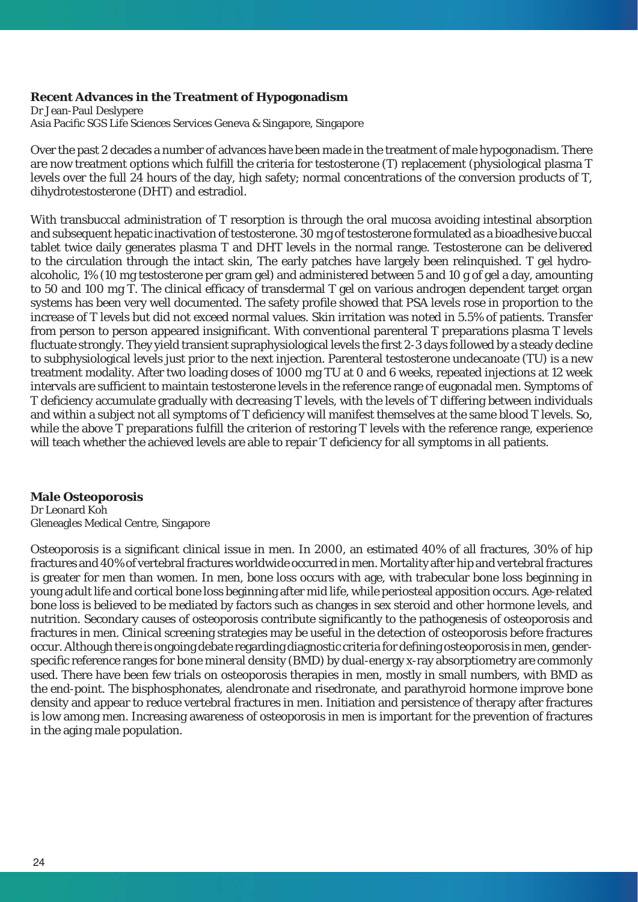## Recent Advances in the Treatment of Hypogonadism

*Dr Jean-Paul Deslypere*
Asia Pacific SGS Life Sciences Services Geneva & Singapore, Singapore

Over the past 2 decades a number of advances have been made in the treatment of male hypogonadism. There are now treatment options which fulfill the criteria for testosterone (T) replacement (physiological plasma T levels over the full 24 hours of the day, high safety; normal concentrations of the conversion products of T, dihydrotestosterone (DHT) and estradiol.

With transbuccal administration of T resorption is through the oral mucosa avoiding intestinal absorption and subsequent hepatic inactivation of testosterone. 30 mg of testosterone formulated as a bioadhesive buccal tablet twice daily generates plasma T and DHT levels in the normal range. Testosterone can be delivered to the circulation through the intact skin, The early patches have largely been relinquished. T gel hydro-alcoholic, 1% (10 mg testosterone per gram gel) and administered between 5 and 10 g of gel a day, amounting to 50 and 100 mg T. The clinical efficacy of transdermal T gel on various androgen dependent target organ systems has been very well documented. The safety profile showed that PSA levels rose in proportion to the increase of T levels but did not exceed normal values. Skin irritation was noted in 5.5% of patients. Transfer from person to person appeared insignificant. With conventional parenteral T preparations plasma T levels fluctuate strongly. They yield transient supraphysiological levels the first 2-3 days followed by a steady decline to subphysiological levels just prior to the next injection. Parenteral testosterone undecanoate (TU) is a new treatment modality. After two loading doses of 1000 mg TU at 0 and 6 weeks, repeated injections at 12 week intervals are sufficient to maintain testosterone levels in the reference range of eugonadal men. Symptoms of T deficiency accumulate gradually with decreasing T levels, with the levels of T differing between individuals and within a subject not all symptoms of T deficiency will manifest themselves at the same blood T levels. So, while the above T preparations fulfill the criterion of restoring T levels with the reference range, experience will teach whether the achieved levels are able to repair T deficiency for all symptoms in all patients.

## Male Osteoporosis

*Dr Leonard Koh*
Gleneagles Medical Centre, Singapore

Osteoporosis is a significant clinical issue in men. In 2000, an estimated 40% of all fractures, 30% of hip fractures and 40% of vertebral fractures worldwide occurred in men. Mortality after hip and vertebral fractures is greater for men than women. In men, bone loss occurs with age, with trabecular bone loss beginning in young adult life and cortical bone loss beginning after mid life, while periosteal apposition occurs. Age-related bone loss is believed to be mediated by factors such as changes in sex steroid and other hormone levels, and nutrition. Secondary causes of osteoporosis contribute significantly to the pathogenesis of osteoporosis and fractures in men. Clinical screening strategies may be useful in the detection of osteoporosis before fractures occur. Although there is ongoing debate regarding diagnostic criteria for defining osteoporosis in men, gender-specific reference ranges for bone mineral density (BMD) by dual-energy x-ray absorptiometry are commonly used. There have been few trials on osteoporosis therapies in men, mostly in small numbers, with BMD as the end-point. The bisphosphonates, alendronate and risedronate, and parathyroid hormone improve bone density and appear to reduce vertebral fractures in men. Initiation and persistence of therapy after fractures is low among men. Increasing awareness of osteoporosis in men is important for the prevention of fractures in the aging male population.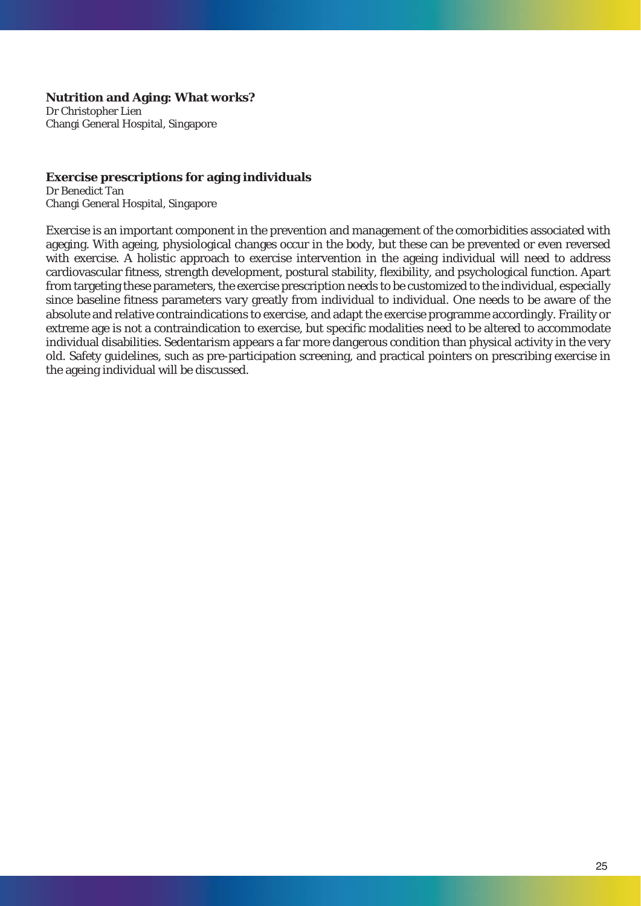### Nutrition and Aging: What works?

*Dr Christopher Lien*
Changi General Hospital, Singapore

### Exercise prescriptions for aging individuals

*Dr Benedict Tan*
Changi General Hospital, Singapore

Exercise is an important component in the prevention and management of the comorbidities associated with ageging. With ageing, physiological changes occur in the body, but these can be prevented or even reversed with exercise. A holistic approach to exercise intervention in the ageing individual will need to address cardiovascular fitness, strength development, postural stability, flexibility, and psychological function. Apart from targeting these parameters, the exercise prescription needs to be customized to the individual, especially since baseline fitness parameters vary greatly from individual to individual. One needs to be aware of the absolute and relative contraindications to exercise, and adapt the exercise programme accordingly. Fraility or extreme age is not a contraindication to exercise, but specific modalities need to be altered to accommodate individual disabilities. Sedentarism appears a far more dangerous condition than physical activity in the very old. Safety guidelines, such as pre-participation screening, and practical pointers on prescribing exercise in the ageing individual will be discussed.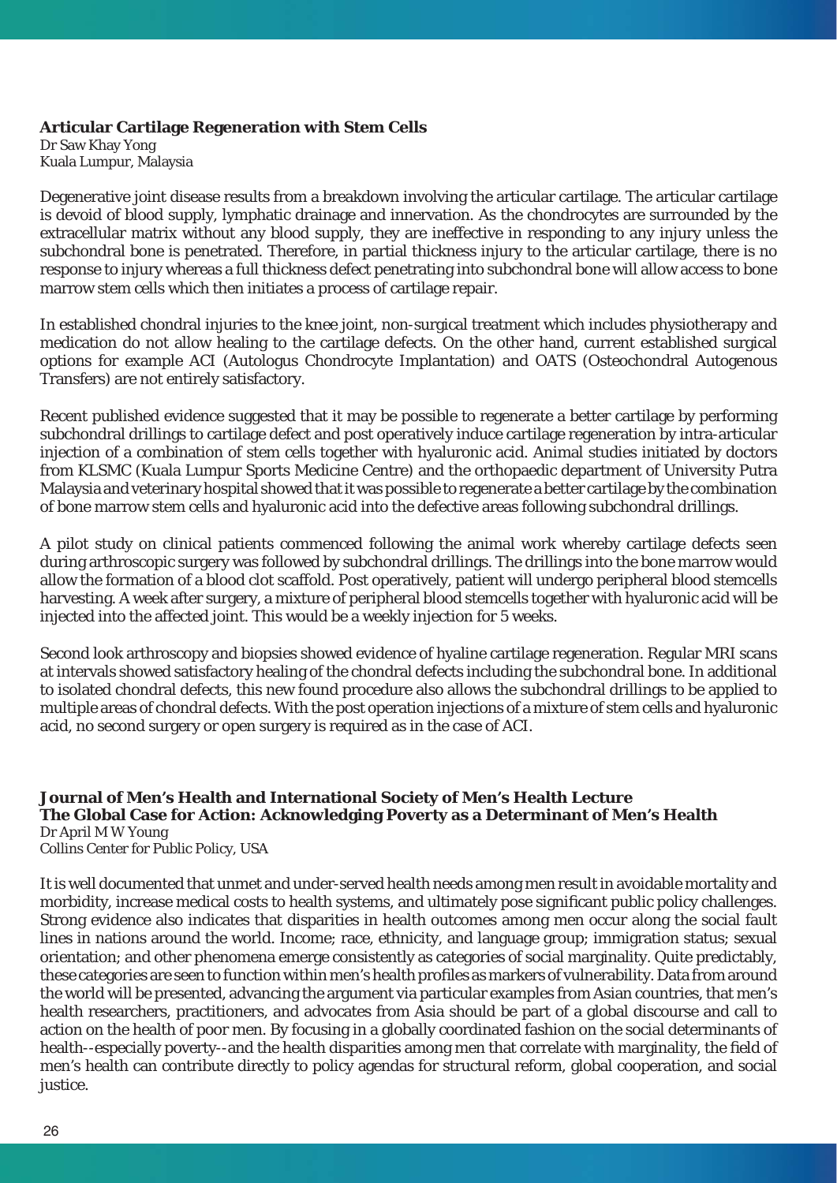### Articular Cartilage Regeneration with Stem Cells

*Dr Saw Khay Yong*
*Kuala Lumpur, Malaysia*

Degenerative joint disease results from a breakdown involving the articular cartilage. The articular cartilage is devoid of blood supply, lymphatic drainage and innervation. As the chondrocytes are surrounded by the extracellular matrix without any blood supply, they are ineffective in responding to any injury unless the subchondral bone is penetrated. Therefore, in partial thickness injury to the articular cartilage, there is no response to injury whereas a full thickness defect penetrating into subchondral bone will allow access to bone marrow stem cells which then initiates a process of cartilage repair.

In established chondral injuries to the knee joint, non-surgical treatment which includes physiotherapy and medication do not allow healing to the cartilage defects. On the other hand, current established surgical options for example ACI (Autologus Chondrocyte Implantation) and OATS (Osteochondral Autogenous Transfers) are not entirely satisfactory.

Recent published evidence suggested that it may be possible to regenerate a better cartilage by performing subchondral drillings to cartilage defect and post operatively induce cartilage regeneration by intra-articular injection of a combination of stem cells together with hyaluronic acid. Animal studies initiated by doctors from KLSMC (Kuala Lumpur Sports Medicine Centre) and the orthopaedic department of University Putra Malaysia and veterinary hospital showed that it was possible to regenerate a better cartilage by the combination of bone marrow stem cells and hyaluronic acid into the defective areas following subchondral drillings.

A pilot study on clinical patients commenced following the animal work whereby cartilage defects seen during arthroscopic surgery was followed by subchondral drillings. The drillings into the bone marrow would allow the formation of a blood clot scaffold. Post operatively, patient will undergo peripheral blood stemcells harvesting. A week after surgery, a mixture of peripheral blood stemcells together with hyaluronic acid will be injected into the affected joint. This would be a weekly injection for 5 weeks.

Second look arthroscopy and biopsies showed evidence of hyaline cartilage regeneration. Regular MRI scans at intervals showed satisfactory healing of the chondral defects including the subchondral bone. In additional to isolated chondral defects, this new found procedure also allows the subchondral drillings to be applied to multiple areas of chondral defects. With the post operation injections of a mixture of stem cells and hyaluronic acid, no second surgery or open surgery is required as in the case of ACI.

### Journal of Men's Health and International Society of Men's Health Lecture
### The Global Case for Action: Acknowledging Poverty as a Determinant of Men's Health

*Dr April M W Young*
*Collins Center for Public Policy, USA*

It is well documented that unmet and under-served health needs among men result in avoidable mortality and morbidity, increase medical costs to health systems, and ultimately pose significant public policy challenges. Strong evidence also indicates that disparities in health outcomes among men occur along the social fault lines in nations around the world. Income; race, ethnicity, and language group; immigration status; sexual orientation; and other phenomena emerge consistently as categories of social marginality. Quite predictably, these categories are seen to function within men's health profiles as markers of vulnerability. Data from around the world will be presented, advancing the argument via particular examples from Asian countries, that men's health researchers, practitioners, and advocates from Asia should be part of a global discourse and call to action on the health of poor men. By focusing in a globally coordinated fashion on the social determinants of health--especially poverty--and the health disparities among men that correlate with marginality, the field of men's health can contribute directly to policy agendas for structural reform, global cooperation, and social justice.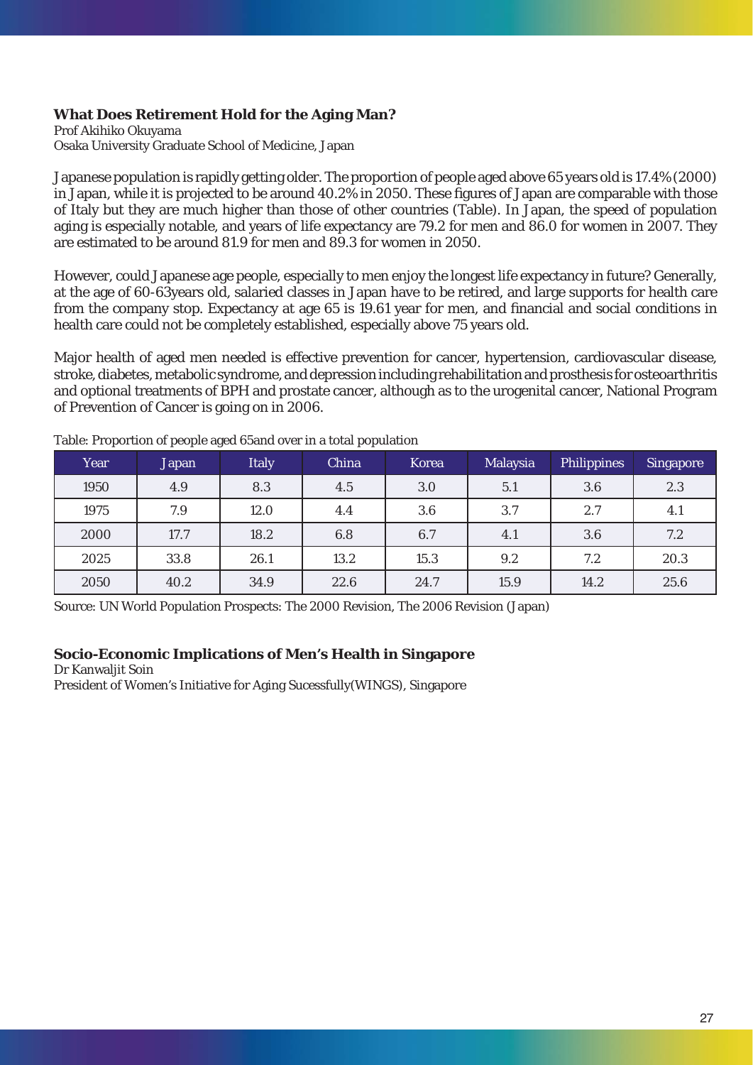### What Does Retirement Hold for the Aging Man?

Prof Akihiko Okuyama
Osaka University Graduate School of Medicine, Japan

Japanese population is rapidly getting older. The proportion of people aged above 65 years old is 17.4% (2000) in Japan, while it is projected to be around 40.2% in 2050. These figures of Japan are comparable with those of Italy but they are much higher than those of other countries (Table). In Japan, the speed of population aging is especially notable, and years of life expectancy are 79.2 for men and 86.0 for women in 2007. They are estimated to be around 81.9 for men and 89.3 for women in 2050.

However, could Japanese age people, especially to men enjoy the longest life expectancy in future? Generally, at the age of 60-63years old, salaried classes in Japan have to be retired, and large supports for health care from the company stop. Expectancy at age 65 is 19.61 year for men, and financial and social conditions in health care could not be completely established, especially above 75 years old.

Major health of aged men needed is effective prevention for cancer, hypertension, cardiovascular disease, stroke, diabetes, metabolic syndrome, and depression including rehabilitation and prosthesis for osteoarthritis and optional treatments of BPH and prostate cancer, although as to the urogenital cancer, National Program of Prevention of Cancer is going on in 2006.

Table: Proportion of people aged 65and over in a total population

| Year | Japan | Italy | China | Korea | Malaysia | Philippines | Singapore |
|---|---|---|---|---|---|---|---|
| 1950 | 4.9 | 8.3 | 4.5 | 3.0 | 5.1 | 3.6 | 2.3 |
| 1975 | 7.9 | 12.0 | 4.4 | 3.6 | 3.7 | 2.7 | 4.1 |
| 2000 | 17.7 | 18.2 | 6.8 | 6.7 | 4.1 | 3.6 | 7.2 |
| 2025 | 33.8 | 26.1 | 13.2 | 15.3 | 9.2 | 7.2 | 20.3 |
| 2050 | 40.2 | 34.9 | 22.6 | 24.7 | 15.9 | 14.2 | 25.6 |

Source: UN World Population Prospects: The 2000 Revision, The 2006 Revision (Japan)

### Socio-Economic Implications of Men's Health in Singapore

Dr Kanwaljit Soin
President of Women's Initiative for Aging Sucessfully(WINGS), Singapore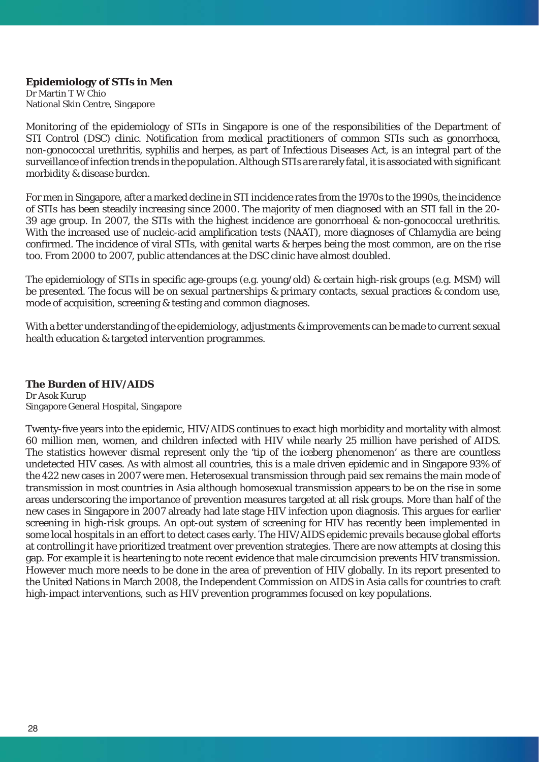## Epidemiology of STIs in Men

Dr Martin T W Chio
National Skin Centre, Singapore

Monitoring of the epidemiology of STIs in Singapore is one of the responsibilities of the Department of STI Control (DSC) clinic. Notification from medical practitioners of common STIs such as gonorrhoea, non-gonococcal urethritis, syphilis and herpes, as part of Infectious Diseases Act, is an integral part of the surveillance of infection trends in the population. Although STIs are rarely fatal, it is associated with significant morbidity & disease burden.

For men in Singapore, after a marked decline in STI incidence rates from the 1970s to the 1990s, the incidence of STIs has been steadily increasing since 2000. The majority of men diagnosed with an STI fall in the 20-39 age group. In 2007, the STIs with the highest incidence are gonorrhoeal & non-gonococcal urethritis. With the increased use of nucleic-acid amplification tests (NAAT), more diagnoses of Chlamydia are being confirmed. The incidence of viral STIs, with genital warts & herpes being the most common, are on the rise too. From 2000 to 2007, public attendances at the DSC clinic have almost doubled.

The epidemiology of STIs in specific age-groups (e.g. young/old) & certain high-risk groups (e.g. MSM) will be presented. The focus will be on sexual partnerships & primary contacts, sexual practices & condom use, mode of acquisition, screening & testing and common diagnoses.

With a better understanding of the epidemiology, adjustments & improvements can be made to current sexual health education & targeted intervention programmes.

## The Burden of HIV/AIDS

Dr Asok Kurup
Singapore General Hospital, Singapore

Twenty-five years into the epidemic, HIV/AIDS continues to exact high morbidity and mortality with almost 60 million men, women, and children infected with HIV while nearly 25 million have perished of AIDS. The statistics however dismal represent only the 'tip of the iceberg phenomenon' as there are countless undetected HIV cases. As with almost all countries, this is a male driven epidemic and in Singapore 93% of the 422 new cases in 2007 were men. Heterosexual transmission through paid sex remains the main mode of transmission in most countries in Asia although homosexual transmission appears to be on the rise in some areas underscoring the importance of prevention measures targeted at all risk groups. More than half of the new cases in Singapore in 2007 already had late stage HIV infection upon diagnosis. This argues for earlier screening in high-risk groups. An opt-out system of screening for HIV has recently been implemented in some local hospitals in an effort to detect cases early. The HIV/AIDS epidemic prevails because global efforts at controlling it have prioritized treatment over prevention strategies. There are now attempts at closing this gap. For example it is heartening to note recent evidence that male circumcision prevents HIV transmission. However much more needs to be done in the area of prevention of HIV globally. In its report presented to the United Nations in March 2008, the Independent Commission on AIDS in Asia calls for countries to craft high-impact interventions, such as HIV prevention programmes focused on key populations.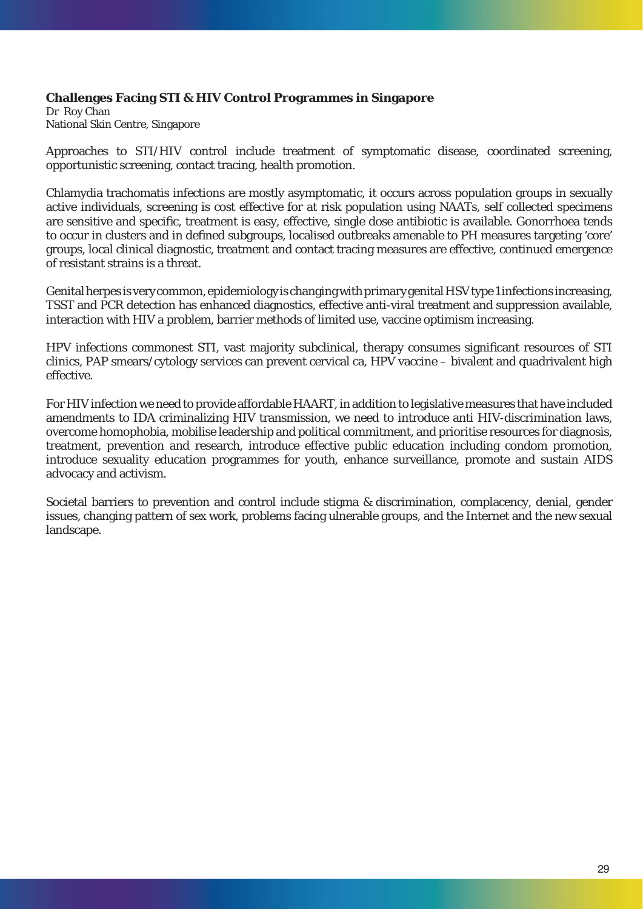**Challenges Facing STI & HIV Control Programmes in Singapore**

*Dr Roy Chan*
*National Skin Centre, Singapore*

Approaches to STI/HIV control include treatment of symptomatic disease, coordinated screening, opportunistic screening, contact tracing, health promotion.

Chlamydia trachomatis infections are mostly asymptomatic, it occurs across population groups in sexually active individuals, screening is cost effective for at risk population using NAATs, self collected specimens are sensitive and specific, treatment is easy, effective, single dose antibiotic is available. Gonorrhoea tends to occur in clusters and in defined subgroups, localised outbreaks amenable to PH measures targeting 'core' groups, local clinical diagnostic, treatment and contact tracing measures are effective, continued emergence of resistant strains is a threat.

Genital herpes is very common, epidemiology is changing with primary genital HSV type 1 infections increasing, TSST and PCR detection has enhanced diagnostics, effective anti-viral treatment and suppression available, interaction with HIV a problem, barrier methods of limited use, vaccine optimism increasing.

HPV infections commonest STI, vast majority subclinical, therapy consumes significant resources of STI clinics, PAP smears/cytology services can prevent cervical ca, HPV vaccine – bivalent and quadrivalent high effective.

For HIV infection we need to provide affordable HAART, in addition to legislative measures that have included amendments to IDA criminalizing HIV transmission, we need to introduce anti HIV-discrimination laws, overcome homophobia, mobilise leadership and political commitment, and prioritise resources for diagnosis, treatment, prevention and research, introduce effective public education including condom promotion, introduce sexuality education programmes for youth, enhance surveillance, promote and sustain AIDS advocacy and activism.

Societal barriers to prevention and control include stigma & discrimination, complacency, denial, gender issues, changing pattern of sex work, problems facing ulnerable groups, and the Internet and the new sexual landscape.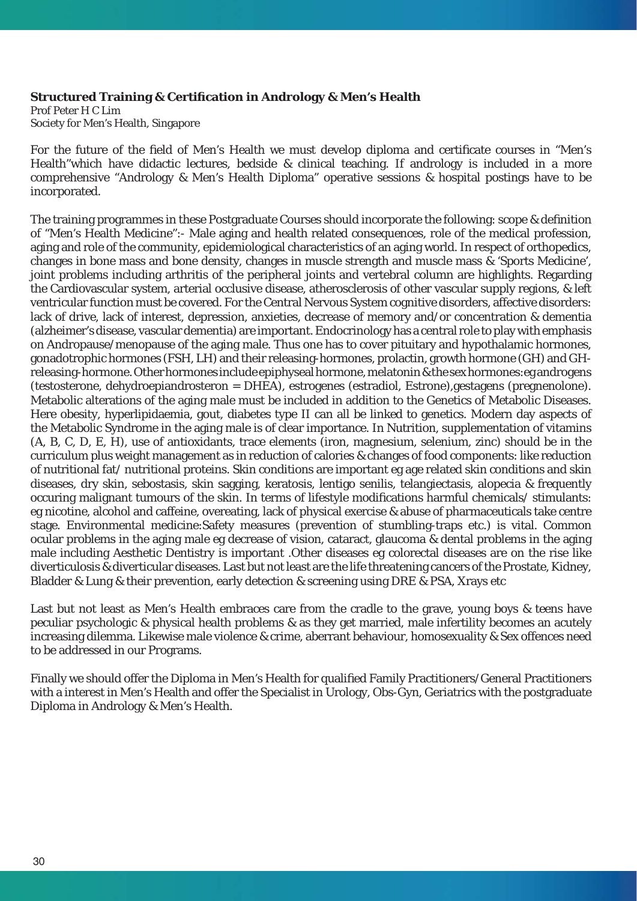**Structured Training & Certification in Andrology & Men's Health**

Prof Peter H C Lim
Society for Men's Health, Singapore

For the future of the field of Men's Health we must develop diploma and certificate courses in "Men's Health"which have didactic lectures, bedside & clinical teaching. If andrology is included in a more comprehensive "Andrology & Men's Health Diploma" operative sessions & hospital postings have to be incorporated.

The training programmes in these Postgraduate Courses should incorporate the following: scope & definition of "Men's Health Medicine":- Male aging and health related consequences, role of the medical profession, aging and role of the community, epidemiological characteristics of an aging world. In respect of orthopedics, changes in bone mass and bone density, changes in muscle strength and muscle mass & 'Sports Medicine', joint problems including arthritis of the peripheral joints and vertebral column are highlights. Regarding the Cardiovascular system, arterial occlusive disease, atherosclerosis of other vascular supply regions, & left ventricular function must be covered. For the Central Nervous System cognitive disorders, affective disorders: lack of drive, lack of interest, depression, anxieties, decrease of memory and/or concentration & dementia (alzheimer's disease, vascular dementia) are important. Endocrinology has a central role to play with emphasis on Andropause/menopause of the aging male. Thus one has to cover pituitary and hypothalamic hormones, gonadotrophic hormones (FSH, LH) and their releasing-hormones, prolactin, growth hormone (GH) and GH-releasing-hormone. Other hormones include epiphyseal hormone, melatonin & the sex hormones: eg androgens (testosterone, dehydroepiandrosteron = DHEA), estrogenes (estradiol, Estrone),gestagens (pregnenolone). Metabolic alterations of the aging male must be included in addition to the Genetics of Metabolic Diseases. Here obesity, hyperlipidaemia, gout, diabetes type II can all be linked to genetics. Modern day aspects of the Metabolic Syndrome in the aging male is of clear importance. In Nutrition, supplementation of vitamins (A, B, C, D, E, H), use of antioxidants, trace elements (iron, magnesium, selenium, zinc) should be in the curriculum plus weight management as in reduction of calories & changes of food components: like reduction of nutritional fat/ nutritional proteins. Skin conditions are important eg age related skin conditions and skin diseases, dry skin, sebostasis, skin sagging, keratosis, lentigo senilis, telangiectasis, alopecia & frequently occuring malignant tumours of the skin. In terms of lifestyle modifications harmful chemicals/ stimulants: eg nicotine, alcohol and caffeine, overeating, lack of physical exercise & abuse of pharmaceuticals take centre stage. Environmental medicine:Safety measures (prevention of stumbling-traps etc.) is vital. Common ocular problems in the aging male eg decrease of vision, cataract, glaucoma & dental problems in the aging male including Aesthetic Dentistry is important .Other diseases eg colorectal diseases are on the rise like diverticulosis & diverticular diseases. Last but not least are the life threatening cancers of the Prostate, Kidney, Bladder & Lung & their prevention, early detection & screening using DRE & PSA, Xrays etc

Last but not least as Men's Health embraces care from the cradle to the grave, young boys & teens have peculiar psychologic & physical health problems & as they get married, male infertility becomes an acutely increasing dilemma. Likewise male violence & crime, aberrant behaviour, homosexuality & Sex offences need to be addressed in our Programs.

Finally we should offer the Diploma in Men's Health for qualified Family Practitioners/General Practitioners with a interest in Men's Health and offer the Specialist in Urology, Obs-Gyn, Geriatrics with the postgraduate Diploma in Andrology & Men's Health.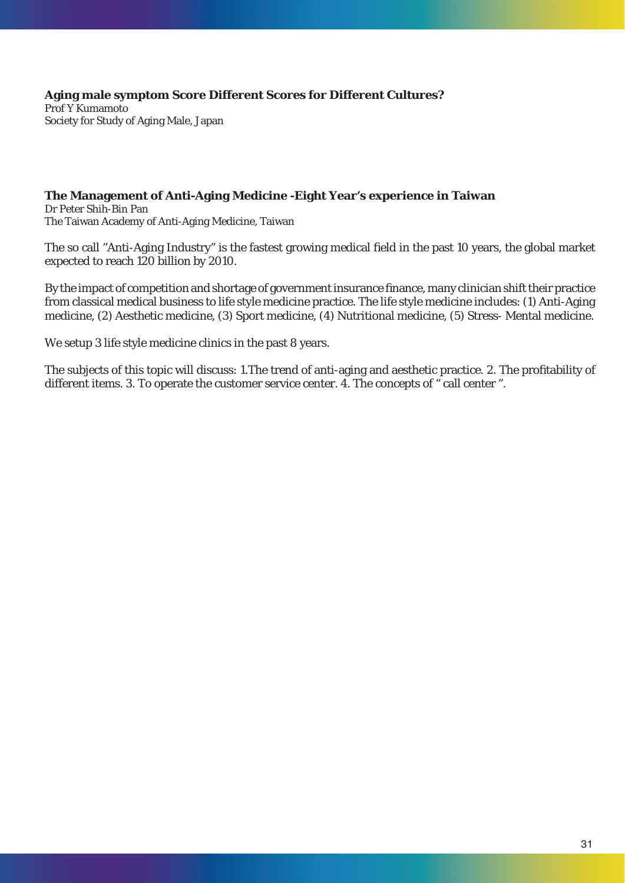### Aging male symptom Score Different Scores for Different Cultures?

Prof Y Kumamoto
Society for Study of Aging Male, Japan

### The Management of Anti-Aging Medicine -Eight Year's experience in Taiwan

Dr Peter Shih-Bin Pan
The Taiwan Academy of Anti-Aging Medicine, Taiwan

The so call "Anti-Aging Industry" is the fastest growing medical field in the past 10 years, the global market expected to reach 120 billion by 2010.

By the impact of competition and shortage of government insurance finance, many clinician shift their practice from classical medical business to life style medicine practice. The life style medicine includes: (1) Anti-Aging medicine, (2) Aesthetic medicine, (3) Sport medicine, (4) Nutritional medicine, (5) Stress- Mental medicine.

We setup 3 life style medicine clinics in the past 8 years.

The subjects of this topic will discuss: 1.The trend of anti-aging and aesthetic practice. 2. The profitability of different items. 3. To operate the customer service center. 4. The concepts of " call center ".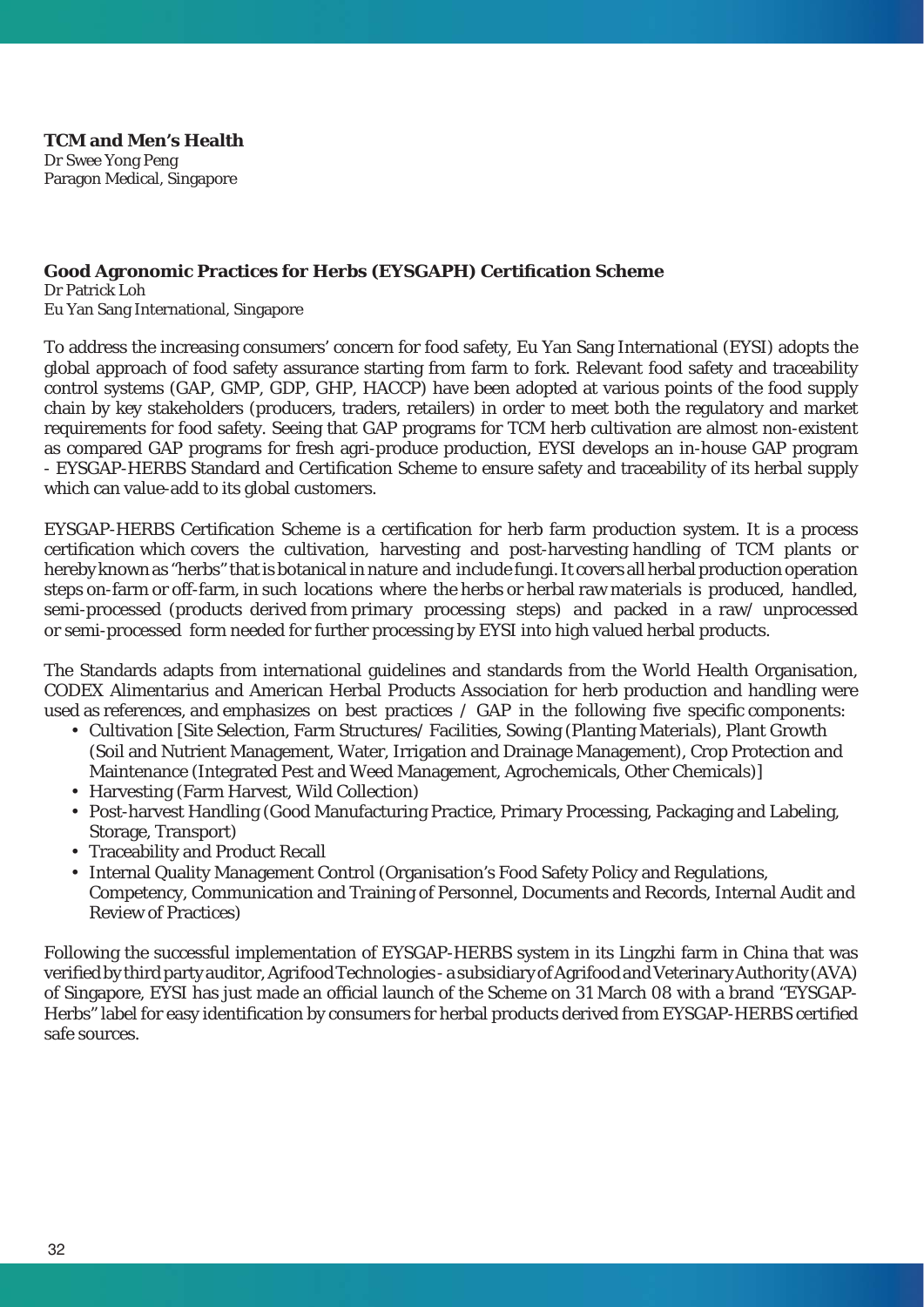**TCM and Men's Health**

*Dr Swee Yong Peng*
*Paragon Medical, Singapore*

**Good Agronomic Practices for Herbs (EYSGAPH) Certification Scheme**

*Dr Patrick Loh*
*Eu Yan Sang International, Singapore*

To address the increasing consumers' concern for food safety, Eu Yan Sang International (EYSI) adopts the global approach of food safety assurance starting from farm to fork. Relevant food safety and traceability control systems (GAP, GMP, GDP, GHP, HACCP) have been adopted at various points of the food supply chain by key stakeholders (producers, traders, retailers) in order to meet both the regulatory and market requirements for food safety. Seeing that GAP programs for TCM herb cultivation are almost non-existent as compared GAP programs for fresh agri-produce production, EYSI develops an in-house GAP program - EYSGAP-HERBS Standard and Certification Scheme to ensure safety and traceability of its herbal supply which can value-add to its global customers.

EYSGAP-HERBS Certification Scheme is a certification for herb farm production system. It is a process certification which covers the cultivation, harvesting and post-harvesting handling of TCM plants or hereby known as "herbs" that is botanical in nature and include fungi. It covers all herbal production operation steps on-farm or off-farm, in such locations where the herbs or herbal raw materials is produced, handled, semi-processed (products derived from primary processing steps) and packed in a raw/ unprocessed or semi-processed form needed for further processing by EYSI into high valued herbal products.

The Standards adapts from international guidelines and standards from the World Health Organisation, CODEX Alimentarius and American Herbal Products Association for herb production and handling were used as references, and emphasizes on best practices / GAP in the following five specific components:

- Cultivation [Site Selection, Farm Structures/ Facilities, Sowing (Planting Materials), Plant Growth (Soil and Nutrient Management, Water, Irrigation and Drainage Management), Crop Protection and Maintenance (Integrated Pest and Weed Management, Agrochemicals, Other Chemicals)]
- Harvesting (Farm Harvest, Wild Collection)
- Post-harvest Handling (Good Manufacturing Practice, Primary Processing, Packaging and Labeling, Storage, Transport)
- Traceability and Product Recall
- Internal Quality Management Control (Organisation's Food Safety Policy and Regulations, Competency, Communication and Training of Personnel, Documents and Records, Internal Audit and Review of Practices)

Following the successful implementation of EYSGAP-HERBS system in its Lingzhi farm in China that was verified by third party auditor, Agrifood Technologies - a subsidiary of Agrifood and Veterinary Authority (AVA) of Singapore, EYSI has just made an official launch of the Scheme on 31 March 08 with a brand "EYSGAP-Herbs" label for easy identification by consumers for herbal products derived from EYSGAP-HERBS certified safe sources.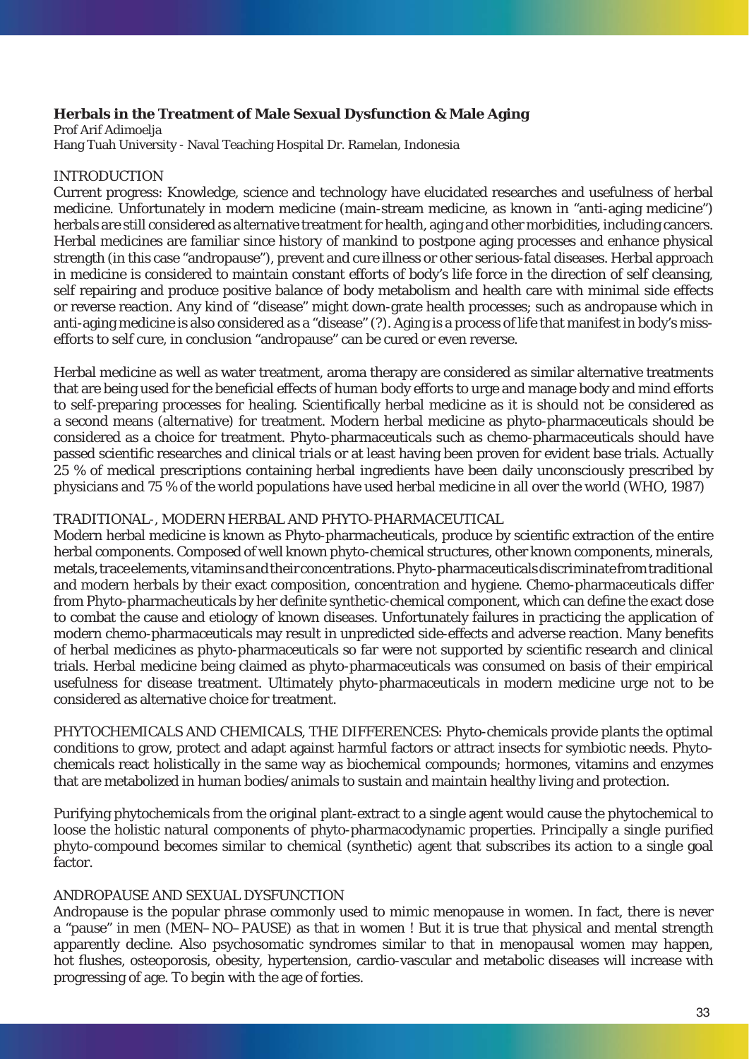**Herbals in the Treatment of Male Sexual Dysfunction & Male Aging**

Prof Arif Adimoelja

Hang Tuah University - Naval Teaching Hospital Dr. Ramelan, Indonesia

INTRODUCTION

Current progress: Knowledge, science and technology have elucidated researches and usefulness of herbal medicine. Unfortunately in modern medicine (main-stream medicine, as known in "anti-aging medicine") herbals are still considered as alternative treatment for health, aging and other morbidities, including cancers. Herbal medicines are familiar since history of mankind to postpone aging processes and enhance physical strength (in this case "andropause"), prevent and cure illness or other serious-fatal diseases. Herbal approach in medicine is considered to maintain constant efforts of body's life force in the direction of self cleansing, self repairing and produce positive balance of body metabolism and health care with minimal side effects or reverse reaction. Any kind of "disease" might down-grate health processes; such as andropause which in anti-aging medicine is also considered as a "disease" (?). Aging is a process of life that manifest in body's miss-efforts to self cure, in conclusion "andropause" can be cured or even reverse.

Herbal medicine as well as water treatment, aroma therapy are considered as similar alternative treatments that are being used for the beneficial effects of human body efforts to urge and manage body and mind efforts to self-preparing processes for healing. Scientifically herbal medicine as it is should not be considered as a second means (alternative) for treatment. Modern herbal medicine as phyto-pharmaceuticals should be considered as a choice for treatment. Phyto-pharmaceuticals such as chemo-pharmaceuticals should have passed scientific researches and clinical trials or at least having been proven for evident base trials. Actually 25 % of medical prescriptions containing herbal ingredients have been daily unconsciously prescribed by physicians and 75 % of the world populations have used herbal medicine in all over the world (WHO, 1987)

TRADITIONAL-, MODERN HERBAL AND PHYTO-PHARMACEUTICAL

Modern herbal medicine is known as Phyto-pharmacheuticals, produce by scientific extraction of the entire herbal components. Composed of well known phyto-chemical structures, other known components, minerals, metals, trace elements, vitamins and their concentrations. Phyto-pharmaceuticals discriminate from traditional and modern herbals by their exact composition, concentration and hygiene. Chemo-pharmaceuticals differ from Phyto-pharmacheuticals by her definite synthetic-chemical component, which can define the exact dose to combat the cause and etiology of known diseases. Unfortunately failures in practicing the application of modern chemo-pharmaceuticals may result in unpredicted side-effects and adverse reaction. Many benefits of herbal medicines as phyto-pharmaceuticals so far were not supported by scientific research and clinical trials. Herbal medicine being claimed as phyto-pharmaceuticals was consumed on basis of their empirical usefulness for disease treatment. Ultimately phyto-pharmaceuticals in modern medicine urge not to be considered as alternative choice for treatment.

PHYTOCHEMICALS AND CHEMICALS, THE DIFFERENCES: Phyto-chemicals provide plants the optimal conditions to grow, protect and adapt against harmful factors or attract insects for symbiotic needs. Phyto-chemicals react holistically in the same way as biochemical compounds; hormones, vitamins and enzymes that are metabolized in human bodies/animals to sustain and maintain healthy living and protection.

Purifying phytochemicals from the original plant-extract to a single agent would cause the phytochemical to loose the holistic natural components of phyto-pharmacodynamic properties. Principally a single purified phyto-compound becomes similar to chemical (synthetic) agent that subscribes its action to a single goal factor.

ANDROPAUSE AND SEXUAL DYSFUNCTION

Andropause is the popular phrase commonly used to mimic menopause in women. In fact, there is never a "pause" in men (MEN–NO–PAUSE) as that in women ! But it is true that physical and mental strength apparently decline. Also psychosomatic syndromes similar to that in menopausal women may happen, hot flushes, osteoporosis, obesity, hypertension, cardio-vascular and metabolic diseases will increase with progressing of age. To begin with the age of forties.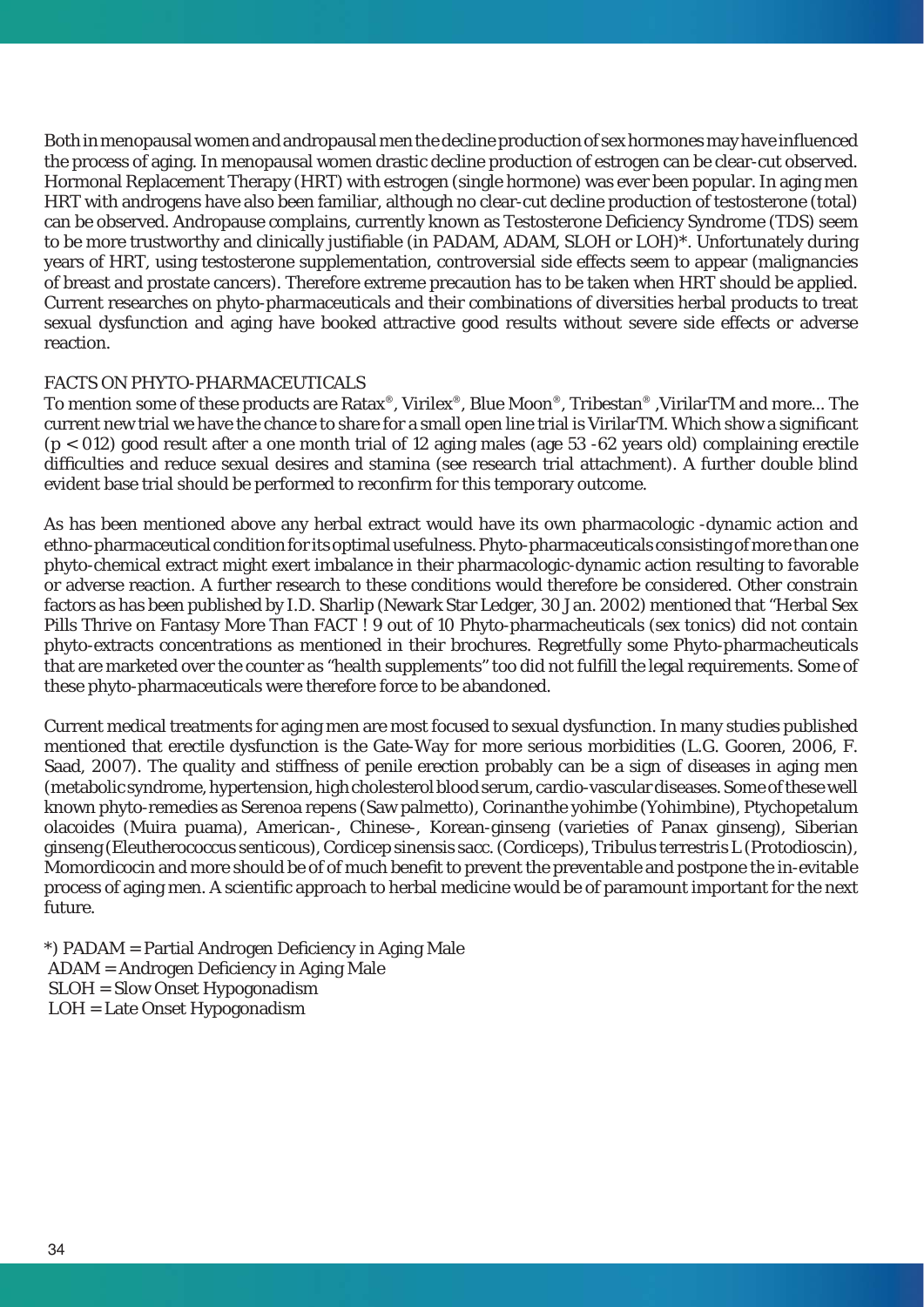Both in menopausal women and andropausal men the decline production of sex hormones may have influenced the process of aging. In menopausal women drastic decline production of estrogen can be clear-cut observed. Hormonal Replacement Therapy (HRT) with estrogen (single hormone) was ever been popular. In aging men HRT with androgens have also been familiar, although no clear-cut decline production of testosterone (total) can be observed. Andropause complains, currently known as Testosterone Deficiency Syndrome (TDS) seem to be more trustworthy and clinically justifiable (in PADAM, ADAM, SLOH or LOH)*. Unfortunately during years of HRT, using testosterone supplementation, controversial side effects seem to appear (malignancies of breast and prostate cancers). Therefore extreme precaution has to be taken when HRT should be applied. Current researches on phyto-pharmaceuticals and their combinations of diversities herbal products to treat sexual dysfunction and aging have booked attractive good results without severe side effects or adverse reaction.

## FACTS ON PHYTO-PHARMACEUTICALS

To mention some of these products are Ratax®, Virilex®, Blue Moon®, Tribestan® ,VirilarTM and more... The current new trial we have the chance to share for a small open line trial is VirilarTM. Which show a significant ($p < 012$) good result after a one month trial of 12 aging males (age 53 -62 years old) complaining erectile difficulties and reduce sexual desires and stamina (see research trial attachment). A further double blind evident base trial should be performed to reconfirm for this temporary outcome.

As has been mentioned above any herbal extract would have its own pharmacologic -dynamic action and ethno-pharmaceutical condition for its optimal usefulness. Phyto-pharmaceuticals consisting of more than one phyto-chemical extract might exert imbalance in their pharmacologic-dynamic action resulting to favorable or adverse reaction. A further research to these conditions would therefore be considered. Other constrain factors as has been published by I.D. Sharlip (Newark Star Ledger, 30 Jan. 2002) mentioned that "Herbal Sex Pills Thrive on Fantasy More Than FACT ! 9 out of 10 Phyto-pharmacheuticals (sex tonics) did not contain phyto-extracts concentrations as mentioned in their brochures. Regretfully some Phyto-pharmacheuticals that are marketed over the counter as "health supplements" too did not fulfill the legal requirements. Some of these phyto-pharmaceuticals were therefore force to be abandoned.

Current medical treatments for aging men are most focused to sexual dysfunction. In many studies published mentioned that erectile dysfunction is the Gate-Way for more serious morbidities (L.G. Gooren, 2006, F. Saad, 2007). The quality and stiffness of penile erection probably can be a sign of diseases in aging men (metabolic syndrome, hypertension, high cholesterol blood serum, cardio-vascular diseases. Some of these well known phyto-remedies as Serenoa repens (Saw palmetto), Corinanthe yohimbe (Yohimbine), Ptychopetalum olacoides (Muira puama), American-, Chinese-, Korean-ginseng (varieties of Panax ginseng), Siberian ginseng (Eleutherococcus senticous), Cordicep sinensis sacc. (Cordiceps), Tribulus terrestris L (Protodioscin), Momordicocin and more should be of of much benefit to prevent the preventable and postpone the in-evitable process of aging men. A scientific approach to herbal medicine would be of paramount important for the next future.

*) PADAM = Partial Androgen Deficiency in Aging Male
ADAM = Androgen Deficiency in Aging Male
SLOH = Slow Onset Hypogonadism
LOH = Late Onset Hypogonadism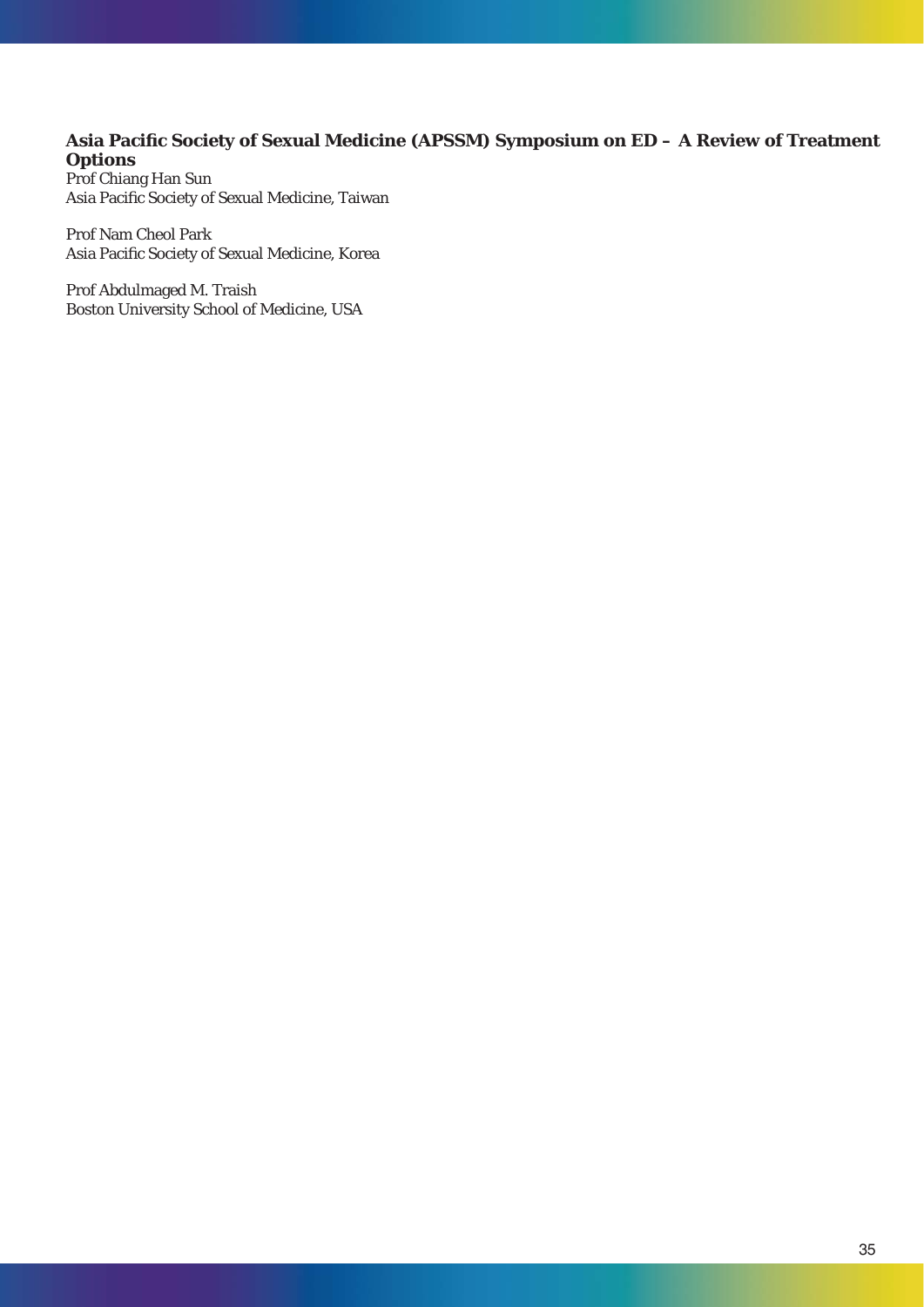**Asia Pacific Society of Sexual Medicine (APSSM) Symposium on ED – A Review of Treatment Options**

Prof Chiang Han Sun
Asia Pacific Society of Sexual Medicine, Taiwan

Prof Nam Cheol Park
Asia Pacific Society of Sexual Medicine, Korea

Prof Abdulmaged M. Traish
Boston University School of Medicine, USA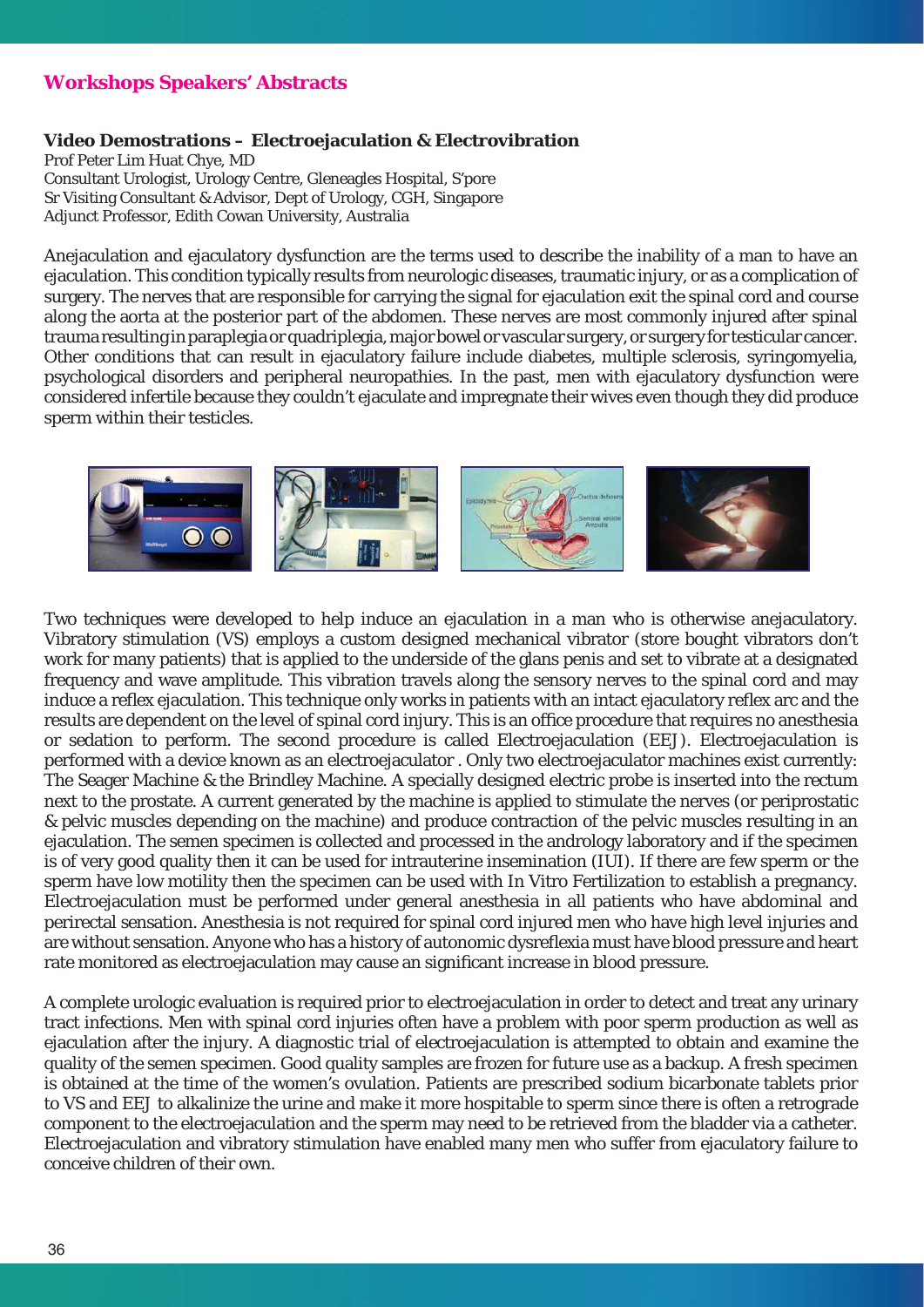## Workshops Speakers' Abstracts

### Video Demostrations – Electroejaculation & Electrovibration

Prof Peter Lim Huat Chye, MD
Consultant Urologist, Urology Centre, Gleneagles Hospital, S'pore
Sr Visiting Consultant & Advisor, Dept of Urology, CGH, Singapore
Adjunct Professor, Edith Cowan University, Australia

Anejaculation and ejaculatory dysfunction are the terms used to describe the inability of a man to have an ejaculation. This condition typically results from neurologic diseases, traumatic injury, or as a complication of surgery. The nerves that are responsible for carrying the signal for ejaculation exit the spinal cord and course along the aorta at the posterior part of the abdomen. These nerves are most commonly injured after spinal trauma resulting in paraplegia or quadriplegia, major bowel or vascular surgery, or surgery for testicular cancer. Other conditions that can result in ejaculatory failure include diabetes, multiple sclerosis, syringomyelia, psychological disorders and peripheral neuropathies. In the past, men with ejaculatory dysfunction were considered infertile because they couldn't ejaculate and impregnate their wives even though they did produce sperm within their testicles.

Two techniques were developed to help induce an ejaculation in a man who is otherwise anejaculatory. Vibratory stimulation (VS) employs a custom designed mechanical vibrator (store bought vibrators don't work for many patients) that is applied to the underside of the glans penis and set to vibrate at a designated frequency and wave amplitude. This vibration travels along the sensory nerves to the spinal cord and may induce a reflex ejaculation. This technique only works in patients with an intact ejaculatory reflex arc and the results are dependent on the level of spinal cord injury. This is an office procedure that requires no anesthesia or sedation to perform. The second procedure is called Electroejaculation (EEJ). Electroejaculation is performed with a device known as an electroejaculator . Only two electroejaculator machines exist currently: The Seager Machine & the Brindley Machine. A specially designed electric probe is inserted into the rectum next to the prostate. A current generated by the machine is applied to stimulate the nerves (or periprostatic & pelvic muscles depending on the machine) and produce contraction of the pelvic muscles resulting in an ejaculation. The semen specimen is collected and processed in the andrology laboratory and if the specimen is of very good quality then it can be used for intrauterine insemination (IUI). If there are few sperm or the sperm have low motility then the specimen can be used with In Vitro Fertilization to establish a pregnancy. Electroejaculation must be performed under general anesthesia in all patients who have abdominal and perirectal sensation. Anesthesia is not required for spinal cord injured men who have high level injuries and are without sensation. Anyone who has a history of autonomic dysreflexia must have blood pressure and heart rate monitored as electroejaculation may cause an significant increase in blood pressure.

A complete urologic evaluation is required prior to electroejaculation in order to detect and treat any urinary tract infections. Men with spinal cord injuries often have a problem with poor sperm production as well as ejaculation after the injury. A diagnostic trial of electroejaculation is attempted to obtain and examine the quality of the semen specimen. Good quality samples are frozen for future use as a backup. A fresh specimen is obtained at the time of the women's ovulation. Patients are prescribed sodium bicarbonate tablets prior to VS and EEJ to alkalinize the urine and make it more hospitable to sperm since there is often a retrograde component to the electroejaculation and the sperm may need to be retrieved from the bladder via a catheter. Electroejaculation and vibratory stimulation have enabled many men who suffer from ejaculatory failure to conceive children of their own.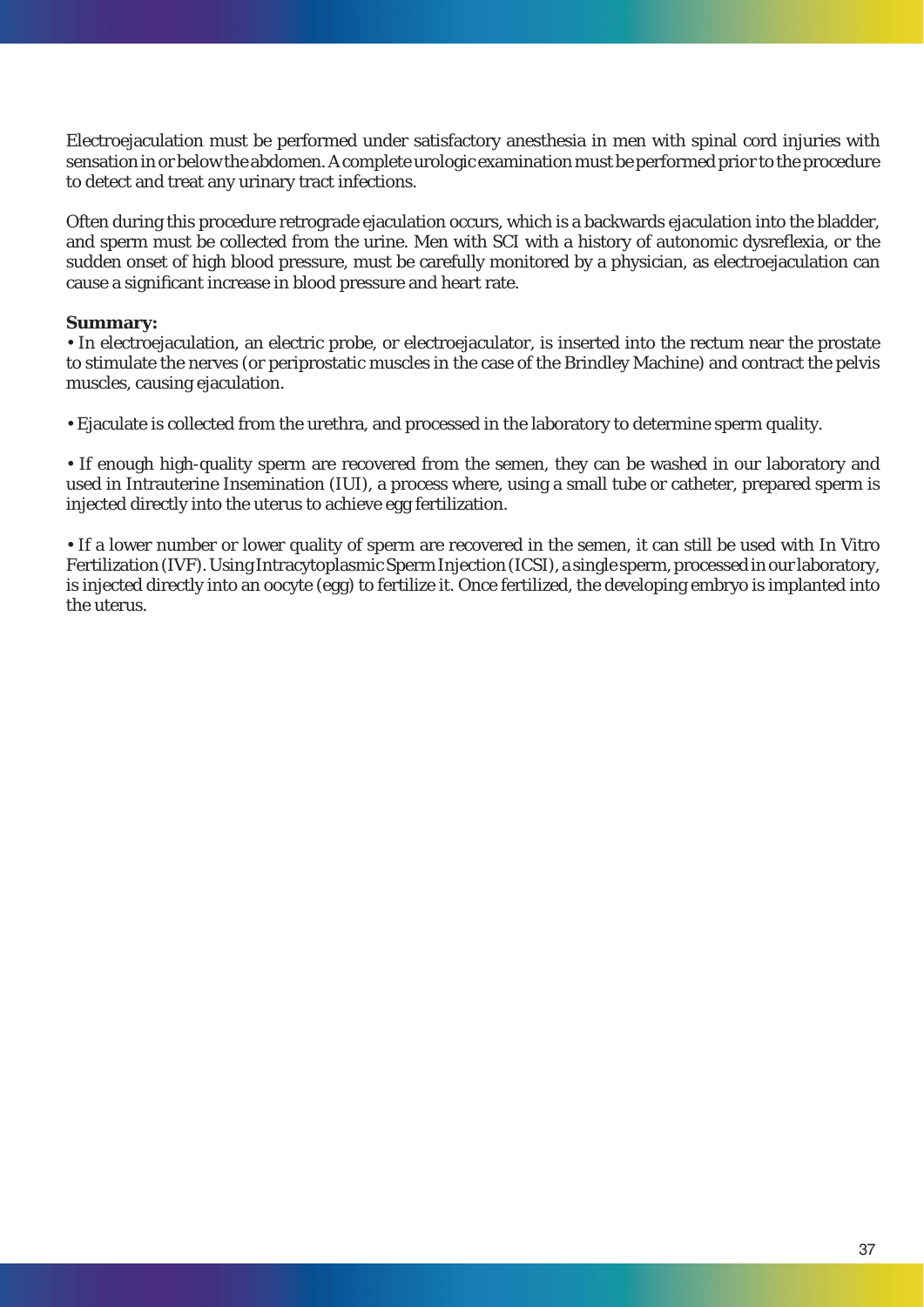Electroejaculation must be performed under satisfactory anesthesia in men with spinal cord injuries with sensation in or below the abdomen. A complete urologic examination must be performed prior to the procedure to detect and treat any urinary tract infections.

Often during this procedure retrograde ejaculation occurs, which is a backwards ejaculation into the bladder, and sperm must be collected from the urine. Men with SCI with a history of autonomic dysreflexia, or the sudden onset of high blood pressure, must be carefully monitored by a physician, as electroejaculation can cause a significant increase in blood pressure and heart rate.

**Summary:**

• In electroejaculation, an electric probe, or electroejaculator, is inserted into the rectum near the prostate to stimulate the nerves (or periprostatic muscles in the case of the Brindley Machine) and contract the pelvis muscles, causing ejaculation.

• Ejaculate is collected from the urethra, and processed in the laboratory to determine sperm quality.

• If enough high-quality sperm are recovered from the semen, they can be washed in our laboratory and used in Intrauterine Insemination (IUI), a process where, using a small tube or catheter, prepared sperm is injected directly into the uterus to achieve egg fertilization.

• If a lower number or lower quality of sperm are recovered in the semen, it can still be used with In Vitro Fertilization (IVF). Using Intracytoplasmic Sperm Injection (ICSI), a single sperm, processed in our laboratory, is injected directly into an oocyte (egg) to fertilize it. Once fertilized, the developing embryo is implanted into the uterus.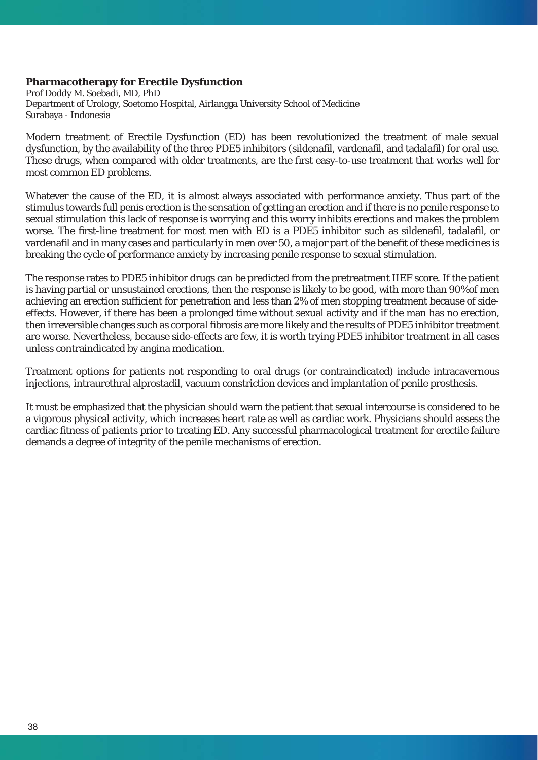**Pharmacotherapy for Erectile Dysfunction**

Prof Doddy M. Soebadi, MD, PhD
Department of Urology, Soetomo Hospital, Airlangga University School of Medicine
Surabaya - Indonesia

Modern treatment of Erectile Dysfunction (ED) has been revolutionized the treatment of male sexual dysfunction, by the availability of the three PDE5 inhibitors (sildenafil, vardenafil, and tadalafil) for oral use. These drugs, when compared with older treatments, are the first easy-to-use treatment that works well for most common ED problems.

Whatever the cause of the ED, it is almost always associated with performance anxiety. Thus part of the stimulus towards full penis erection is the sensation of getting an erection and if there is no penile response to sexual stimulation this lack of response is worrying and this worry inhibits erections and makes the problem worse. The first-line treatment for most men with ED is a PDE5 inhibitor such as sildenafil, tadalafil, or vardenafil and in many cases and particularly in men over 50, a major part of the benefit of these medicines is breaking the cycle of performance anxiety by increasing penile response to sexual stimulation.

The response rates to PDE5 inhibitor drugs can be predicted from the pretreatment IIEF score. If the patient is having partial or unsustained erections, then the response is likely to be good, with more than 90%of men achieving an erection sufficient for penetration and less than 2% of men stopping treatment because of side-effects. However, if there has been a prolonged time without sexual activity and if the man has no erection, then irreversible changes such as corporal fibrosis are more likely and the results of PDE5 inhibitor treatment are worse. Nevertheless, because side-effects are few, it is worth trying PDE5 inhibitor treatment in all cases unless contraindicated by angina medication.

Treatment options for patients not responding to oral drugs (or contraindicated) include intracavernous injections, intraurethral alprostadil, vacuum constriction devices and implantation of penile prosthesis.

It must be emphasized that the physician should warn the patient that sexual intercourse is considered to be a vigorous physical activity, which increases heart rate as well as cardiac work. Physicians should assess the cardiac fitness of patients prior to treating ED. Any successful pharmacological treatment for erectile failure demands a degree of integrity of the penile mechanisms of erection.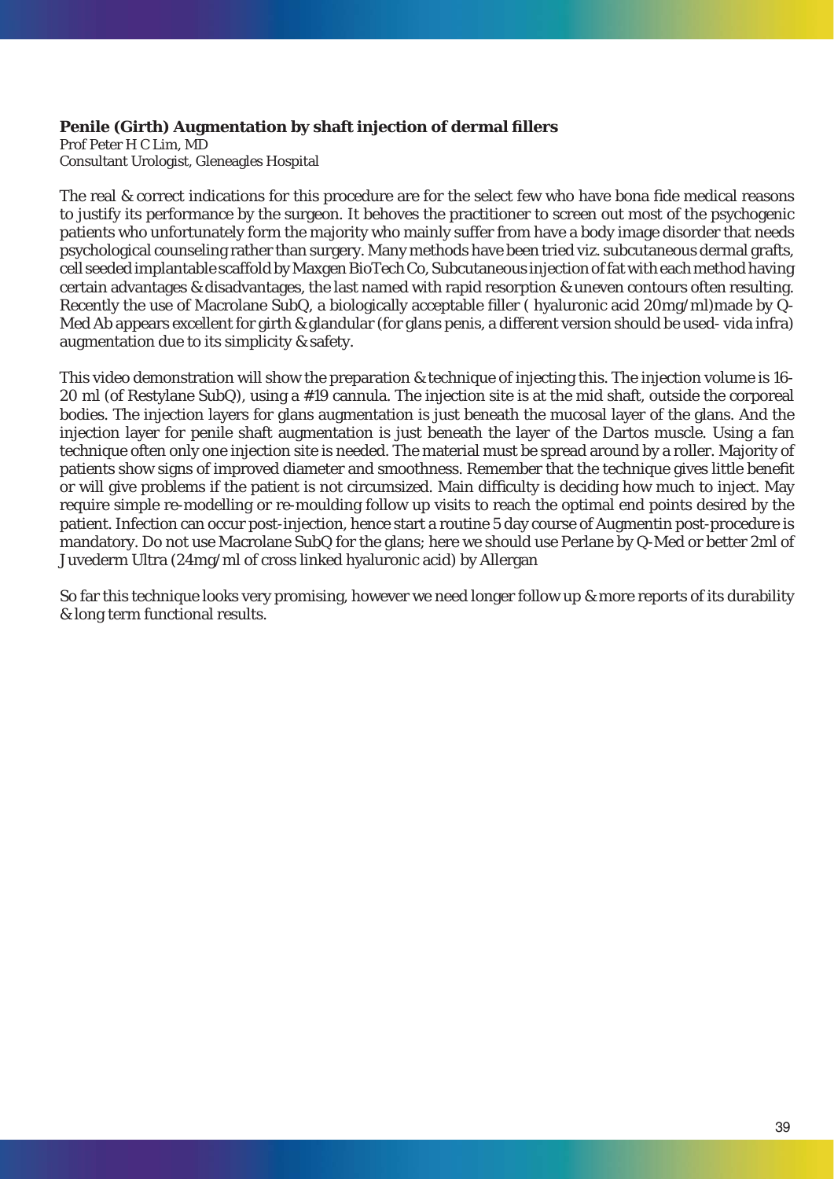**Penile (Girth) Augmentation by shaft injection of dermal fillers**

Prof Peter H C Lim, MD
Consultant Urologist, Gleneagles Hospital

The real & correct indications for this procedure are for the select few who have bona fide medical reasons to justify its performance by the surgeon. It behoves the practitioner to screen out most of the psychogenic patients who unfortunately form the majority who mainly suffer from have a body image disorder that needs psychological counseling rather than surgery. Many methods have been tried viz. subcutaneous dermal grafts, cell seeded implantable scaffold by Maxgen BioTech Co, Subcutaneous injection of fat with each method having certain advantages & disadvantages, the last named with rapid resorption & uneven contours often resulting. Recently the use of Macrolane SubQ, a biologically acceptable filler ( hyaluronic acid 20mg/ml)made by Q-Med Ab appears excellent for girth & glandular (for glans penis, a different version should be used- vida infra) augmentation due to its simplicity & safety.

This video demonstration will show the preparation & technique of injecting this. The injection volume is 16-20 ml (of Restylane SubQ), using a #19 cannula. The injection site is at the mid shaft, outside the corporeal bodies. The injection layers for glans augmentation is just beneath the mucosal layer of the glans. And the injection layer for penile shaft augmentation is just beneath the layer of the Dartos muscle. Using a fan technique often only one injection site is needed. The material must be spread around by a roller. Majority of patients show signs of improved diameter and smoothness. Remember that the technique gives little benefit or will give problems if the patient is not circumsized. Main difficulty is deciding how much to inject. May require simple re-modelling or re-moulding follow up visits to reach the optimal end points desired by the patient. Infection can occur post-injection, hence start a routine 5 day course of Augmentin post-procedure is mandatory. Do not use Macrolane SubQ for the glans; here we should use Perlane by Q-Med or better 2ml of Juvederm Ultra (24mg/ml of cross linked hyaluronic acid) by Allergan

So far this technique looks very promising, however we need longer follow up & more reports of its durability & long term functional results.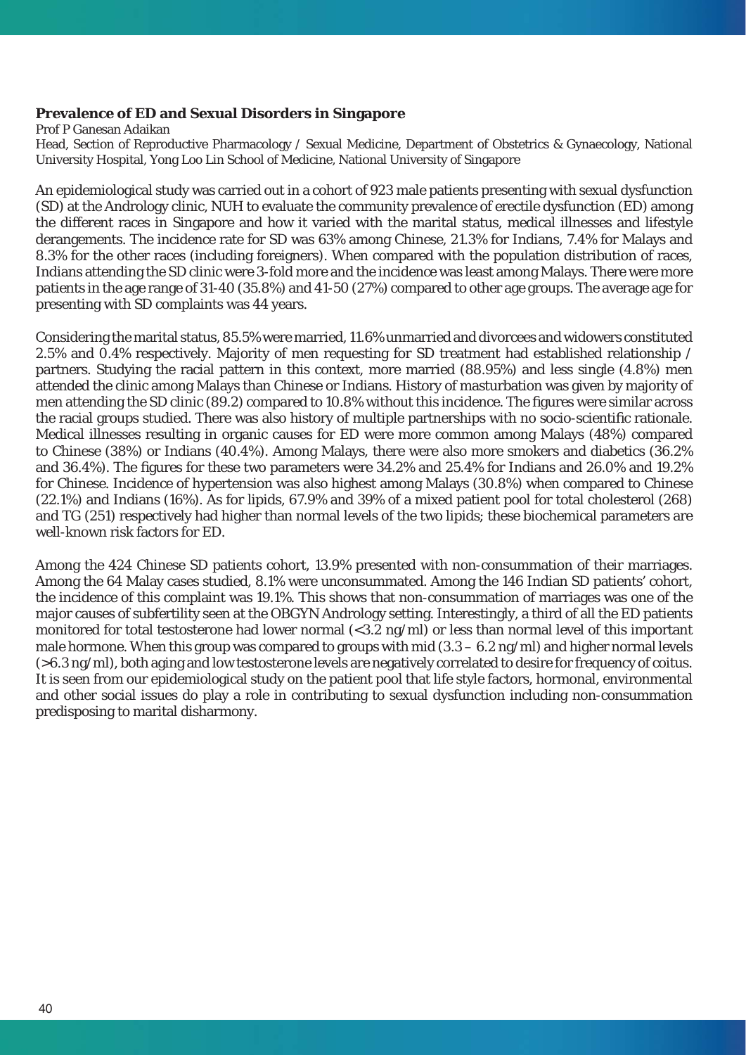**Prevalence of ED and Sexual Disorders in Singapore**

Prof P Ganesan Adaikan

Head, Section of Reproductive Pharmacology / Sexual Medicine, Department of Obstetrics & Gynaecology, National University Hospital, Yong Loo Lin School of Medicine, National University of Singapore

An epidemiological study was carried out in a cohort of 923 male patients presenting with sexual dysfunction (SD) at the Andrology clinic, NUH to evaluate the community prevalence of erectile dysfunction (ED) among the different races in Singapore and how it varied with the marital status, medical illnesses and lifestyle derangements. The incidence rate for SD was 63% among Chinese, 21.3% for Indians, 7.4% for Malays and 8.3% for the other races (including foreigners). When compared with the population distribution of races, Indians attending the SD clinic were 3-fold more and the incidence was least among Malays. There were more patients in the age range of 31-40 (35.8%) and 41-50 (27%) compared to other age groups. The average age for presenting with SD complaints was 44 years.

Considering the marital status, 85.5% were married, 11.6% unmarried and divorcees and widowers constituted 2.5% and 0.4% respectively. Majority of men requesting for SD treatment had established relationship / partners. Studying the racial pattern in this context, more married (88.95%) and less single (4.8%) men attended the clinic among Malays than Chinese or Indians. History of masturbation was given by majority of men attending the SD clinic (89.2) compared to 10.8% without this incidence. The figures were similar across the racial groups studied. There was also history of multiple partnerships with no socio-scientific rationale. Medical illnesses resulting in organic causes for ED were more common among Malays (48%) compared to Chinese (38%) or Indians (40.4%). Among Malays, there were also more smokers and diabetics (36.2% and 36.4%). The figures for these two parameters were 34.2% and 25.4% for Indians and 26.0% and 19.2% for Chinese. Incidence of hypertension was also highest among Malays (30.8%) when compared to Chinese (22.1%) and Indians (16%). As for lipids, 67.9% and 39% of a mixed patient pool for total cholesterol (268) and TG (251) respectively had higher than normal levels of the two lipids; these biochemical parameters are well-known risk factors for ED.

Among the 424 Chinese SD patients cohort, 13.9% presented with non-consummation of their marriages. Among the 64 Malay cases studied, 8.1% were unconsummated. Among the 146 Indian SD patients' cohort, the incidence of this complaint was 19.1%. This shows that non-consummation of marriages was one of the major causes of subfertility seen at the OBGYN Andrology setting. Interestingly, a third of all the ED patients monitored for total testosterone had lower normal (<3.2 ng/ml) or less than normal level of this important male hormone. When this group was compared to groups with mid (3.3 – 6.2 ng/ml) and higher normal levels (>6.3 ng/ml), both aging and low testosterone levels are negatively correlated to desire for frequency of coitus. It is seen from our epidemiological study on the patient pool that life style factors, hormonal, environmental and other social issues do play a role in contributing to sexual dysfunction including non-consummation predisposing to marital disharmony.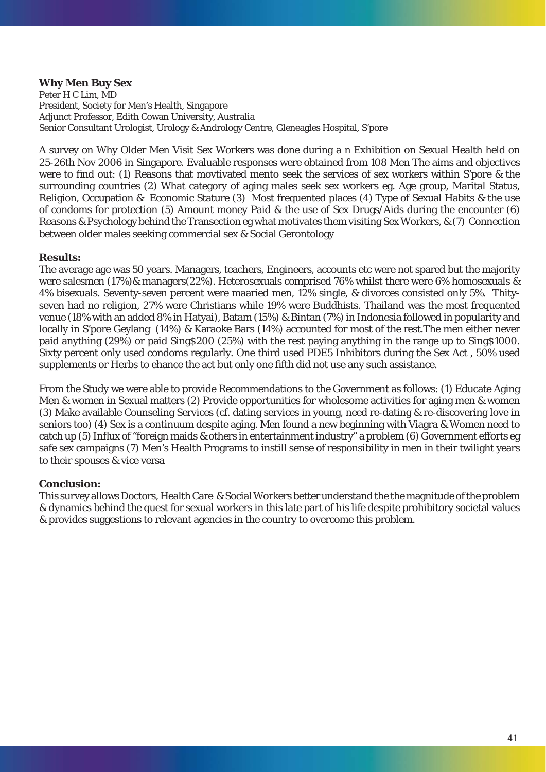**Why Men Buy Sex**

Peter H C Lim, MD
President, Society for Men's Health, Singapore
Adjunct Professor, Edith Cowan University, Australia
Senior Consultant Urologist, Urology & Andrology Centre, Gleneagles Hospital, S'pore

A survey on Why Older Men Visit Sex Workers was done during a n Exhibition on Sexual Health held on 25-26th Nov 2006 in Singapore. Evaluable responses were obtained from 108 Men The aims and objectives were to find out: (1) Reasons that movtivated mento seek the services of sex workers within S'pore & the surrounding countries (2) What category of aging males seek sex workers eg. Age group, Marital Status, Religion, Occupation & Economic Stature (3) Most frequented places (4) Type of Sexual Habits & the use of condoms for protection (5) Amount money Paid & the use of Sex Drugs/Aids during the encounter (6) Reasons & Psychology behind the Transection eg what motivates them visiting Sex Workers, & (7) Connection between older males seeking commercial sex & Social Gerontology

**Results:**

The average age was 50 years. Managers, teachers, Engineers, accounts etc were not spared but the majority were salesmen (17%)& managers(22%). Heterosexuals comprised 76% whilst there were 6% homosexuals & 4% bisexuals. Seventy-seven percent were maaried men, 12% single, & divorces consisted only 5%. Thity-seven had no religion, 27% were Christians while 19% were Buddhists. Thailand was the most frequented venue (18% with an added 8% in Hatyai), Batam (15%) & Bintan (7%) in Indonesia followed in popularity and locally in S'pore Geylang (14%) & Karaoke Bars (14%) accounted for most of the rest.The men either never paid anything (29%) or paid Sing$200 (25%) with the rest paying anything in the range up to Sing$1000. Sixty percent only used condoms regularly. One third used PDE5 Inhibitors during the Sex Act , 50% used supplements or Herbs to ehance the act but only one fifth did not use any such assistance.

From the Study we were able to provide Recommendations to the Government as follows: (1) Educate Aging Men & women in Sexual matters (2) Provide opportunities for wholesome activities for aging men & women (3) Make available Counseling Services (cf. dating services in young, need re-dating & re-discovering love in seniors too) (4) Sex is a continuum despite aging. Men found a new beginning with Viagra & Women need to catch up (5) Influx of "foreign maids & others in entertainment industry" a problem (6) Government efforts eg safe sex campaigns (7) Men's Health Programs to instill sense of responsibility in men in their twilight years to their spouses & vice versa

**Conclusion:**

This survey allows Doctors, Health Care & Social Workers better understand the the magnitude of the problem & dynamics behind the quest for sexual workers in this late part of his life despite prohibitory societal values & provides suggestions to relevant agencies in the country to overcome this problem.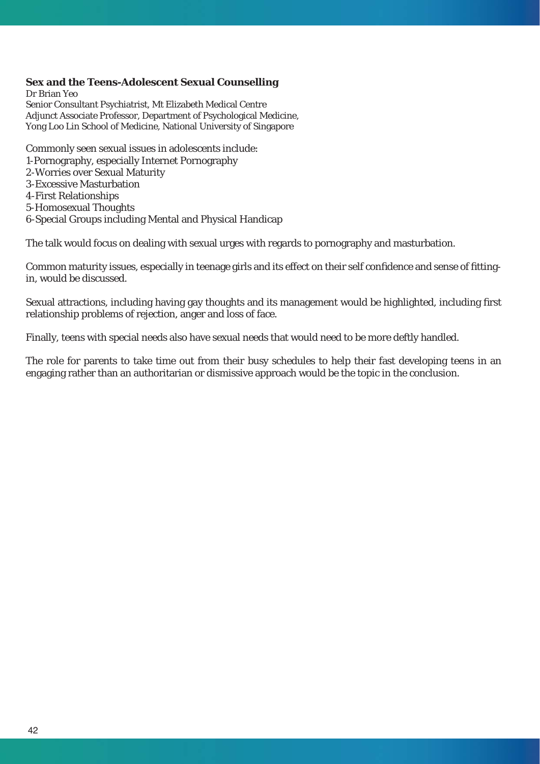**Sex and the Teens-Adolescent Sexual Counselling**

Dr Brian Yeo
Senior Consultant Psychiatrist, Mt Elizabeth Medical Centre
Adjunct Associate Professor, Department of Psychological Medicine,
Yong Loo Lin School of Medicine, National University of Singapore

Commonly seen sexual issues in adolescents include:
1-Pornography, especially Internet Pornography
2-Worries over Sexual Maturity
3-Excessive Masturbation
4-First Relationships
5-Homosexual Thoughts
6-Special Groups including Mental and Physical Handicap

The talk would focus on dealing with sexual urges with regards to pornography and masturbation.

Common maturity issues, especially in teenage girls and its effect on their self confidence and sense of fitting-in, would be discussed.

Sexual attractions, including having gay thoughts and its management would be highlighted, including first relationship problems of rejection, anger and loss of face.

Finally, teens with special needs also have sexual needs that would need to be more deftly handled.

The role for parents to take time out from their busy schedules to help their fast developing teens in an engaging rather than an authoritarian or dismissive approach would be the topic in the conclusion.